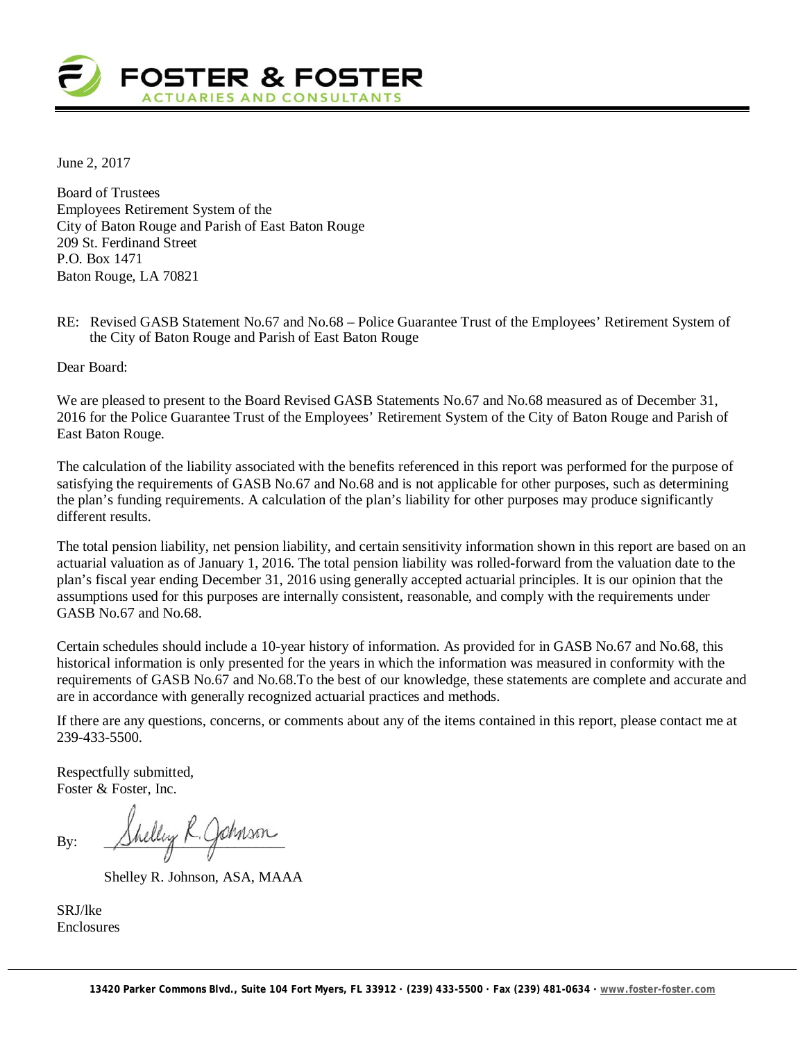**FOSTER & FOSTER**
ACTUARIES AND CONSULTANTS

June 2, 2017

Board of Trustees
Employees Retirement System of the
City of Baton Rouge and Parish of East Baton Rouge
209 St. Ferdinand Street
P.O. Box 1471
Baton Rouge, LA 70821

RE: Revised GASB Statement No.67 and No.68 – Police Guarantee Trust of the Employees' Retirement System of the City of Baton Rouge and Parish of East Baton Rouge

Dear Board:

We are pleased to present to the Board Revised GASB Statements No.67 and No.68 measured as of December 31, 2016 for the Police Guarantee Trust of the Employees' Retirement System of the City of Baton Rouge and Parish of East Baton Rouge.

The calculation of the liability associated with the benefits referenced in this report was performed for the purpose of satisfying the requirements of GASB No.67 and No.68 and is not applicable for other purposes, such as determining the plan's funding requirements. A calculation of the plan's liability for other purposes may produce significantly different results.

The total pension liability, net pension liability, and certain sensitivity information shown in this report are based on an actuarial valuation as of January 1, 2016. The total pension liability was rolled-forward from the valuation date to the plan's fiscal year ending December 31, 2016 using generally accepted actuarial principles. It is our opinion that the assumptions used for this purposes are internally consistent, reasonable, and comply with the requirements under GASB No.67 and No.68.

Certain schedules should include a 10-year history of information. As provided for in GASB No.67 and No.68, this historical information is only presented for the years in which the information was measured in conformity with the requirements of GASB No.67 and No.68.To the best of our knowledge, these statements are complete and accurate and are in accordance with generally recognized actuarial practices and methods.

If there are any questions, concerns, or comments about any of the items contained in this report, please contact me at 239-433-5500.

Respectfully submitted,
Foster & Foster, Inc.

By: Shelley R. Johnson

Shelley R. Johnson, ASA, MAAA

SRJ/lke
Enclosures

13420 Parker Commons Blvd., Suite 104 Fort Myers, FL 33912 · (239) 433-5500 · Fax (239) 481-0634 · www.foster-foster.com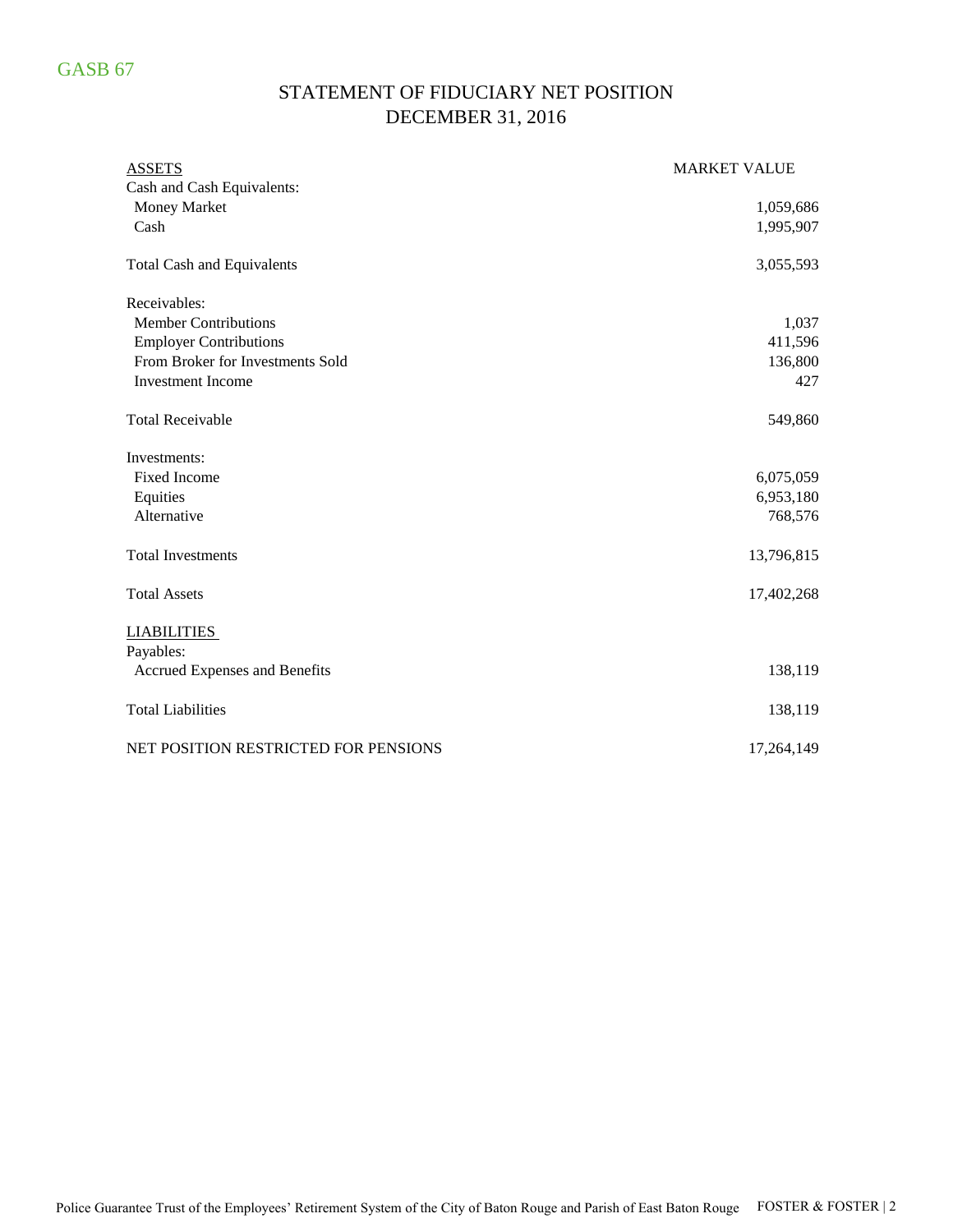GASB 67

# STATEMENT OF FIDUCIARY NET POSITION
## DECEMBER 31, 2016

| ASSETS | MARKET VALUE |
|---|---|
| Cash and Cash Equivalents: | |
| Money Market | 1,059,686 |
| Cash | 1,995,907 |
| | |
| Total Cash and Equivalents | 3,055,593 |
| | |
| Receivables: | |
| Member Contributions | 1,037 |
| Employer Contributions | 411,596 |
| From Broker for Investments Sold | 136,800 |
| Investment Income | 427 |
| | |
| Total Receivable | 549,860 |
| | |
| Investments: | |
| Fixed Income | 6,075,059 |
| Equities | 6,953,180 |
| Alternative | 768,576 |
| | |
| Total Investments | 13,796,815 |
| | |
| Total Assets | 17,402,268 |
| | |
| LIABILITIES | |
| Payables: | |
| Accrued Expenses and Benefits | 138,119 |
| | |
| Total Liabilities | 138,119 |
| | |
| NET POSITION RESTRICTED FOR PENSIONS | 17,264,149 |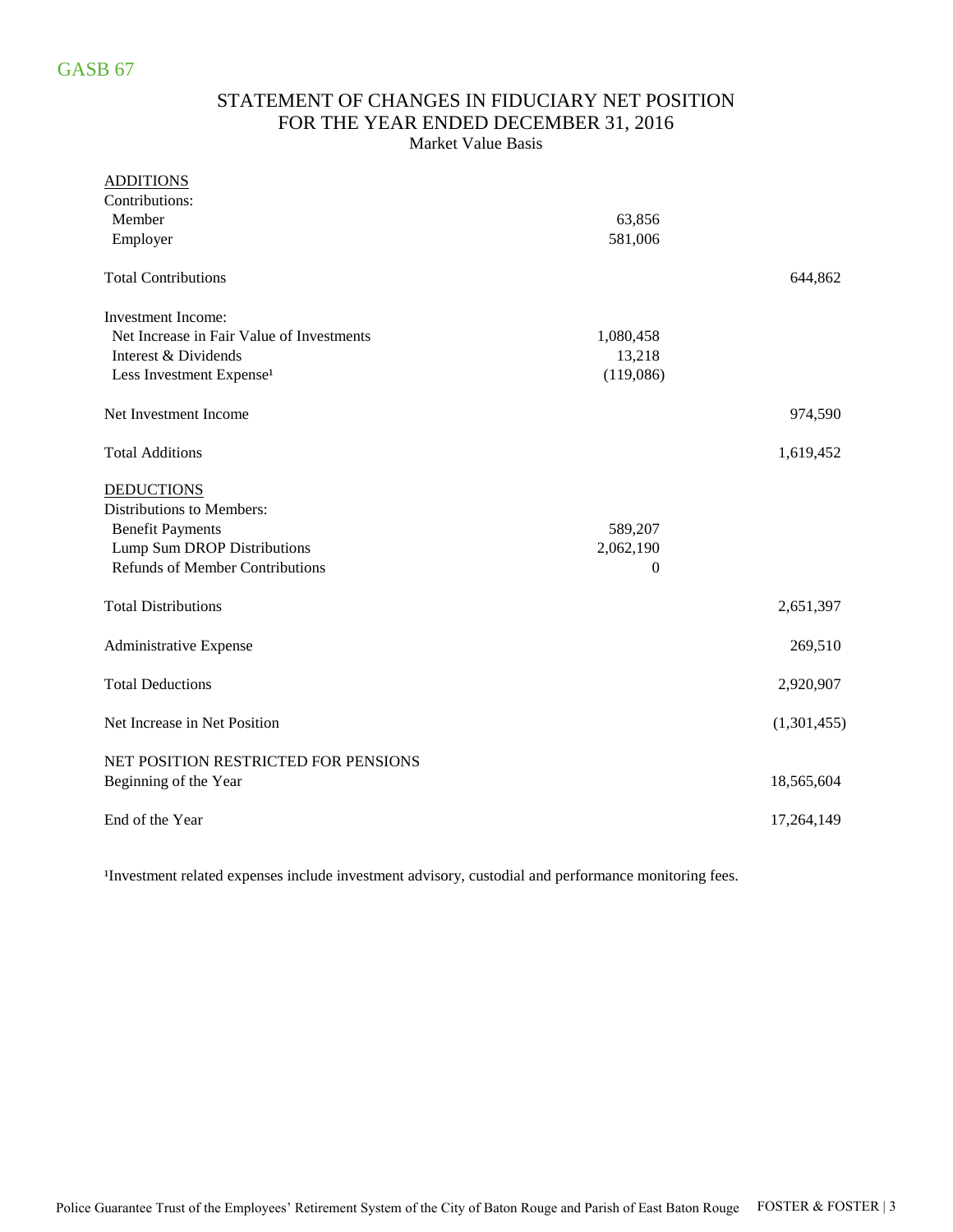GASB 67

## STATEMENT OF CHANGES IN FIDUCIARY NET POSITION
## FOR THE YEAR ENDED DECEMBER 31, 2016

Market Value Basis

| | | |
|---|---|---|
| ADDITIONS | | |
| Contributions: | | |
| Member | 63,856 | |
| Employer | 581,006 | |
| Total Contributions | | 644,862 |
| Investment Income: | | |
| Net Increase in Fair Value of Investments | 1,080,458 | |
| Interest & Dividends | 13,218 | |
| Less Investment Expense[1] | (119,086) | |
| Net Investment Income | | 974,590 |
| Total Additions | | 1,619,452 |
| DEDUCTIONS | | |
| Distributions to Members: | | |
| Benefit Payments | 589,207 | |
| Lump Sum DROP Distributions | 2,062,190 | |
| Refunds of Member Contributions | 0 | |
| Total Distributions | | 2,651,397 |
| Administrative Expense | | 269,510 |
| Total Deductions | | 2,920,907 |
| Net Increase in Net Position | | (1,301,455) |
| NET POSITION RESTRICTED FOR PENSIONS | | |
| Beginning of the Year | | 18,565,604 |
| End of the Year | | 17,264,149 |

[1]Investment related expenses include investment advisory, custodial and performance monitoring fees.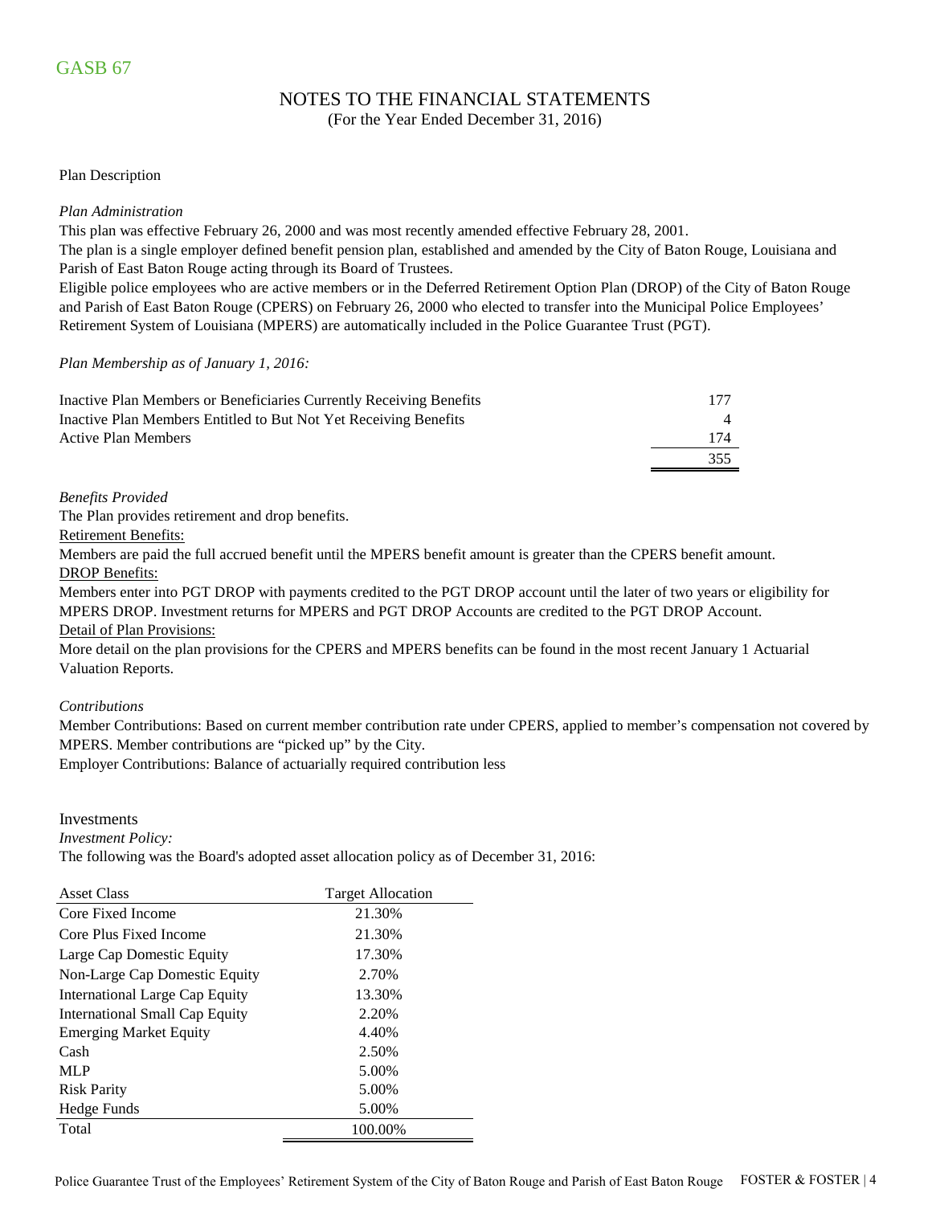GASB 67

# NOTES TO THE FINANCIAL STATEMENTS

(For the Year Ended December 31, 2016)

## Plan Description

*Plan Administration*

This plan was effective February 26, 2000 and was most recently amended effective February 28, 2001.

The plan is a single employer defined benefit pension plan, established and amended by the City of Baton Rouge, Louisiana and Parish of East Baton Rouge acting through its Board of Trustees.

Eligible police employees who are active members or in the Deferred Retirement Option Plan (DROP) of the City of Baton Rouge and Parish of East Baton Rouge (CPERS) on February 26, 2000 who elected to transfer into the Municipal Police Employees' Retirement System of Louisiana (MPERS) are automatically included in the Police Guarantee Trust (PGT).

*Plan Membership as of January 1, 2016:*

| | |
|---|---|
| Inactive Plan Members or Beneficiaries Currently Receiving Benefits | 177 |
| Inactive Plan Members Entitled to But Not Yet Receiving Benefits | 4 |
| Active Plan Members | 174 |
| | 355 |

*Benefits Provided*

The Plan provides retirement and drop benefits.

Retirement Benefits:

Members are paid the full accrued benefit until the MPERS benefit amount is greater than the CPERS benefit amount.

DROP Benefits:

Members enter into PGT DROP with payments credited to the PGT DROP account until the later of two years or eligibility for MPERS DROP. Investment returns for MPERS and PGT DROP Accounts are credited to the PGT DROP Account.

Detail of Plan Provisions:

More detail on the plan provisions for the CPERS and MPERS benefits can be found in the most recent January 1 Actuarial Valuation Reports.

*Contributions*

Member Contributions: Based on current member contribution rate under CPERS, applied to member's compensation not covered by MPERS. Member contributions are "picked up" by the City.

Employer Contributions: Balance of actuarially required contribution less

## Investments

*Investment Policy:*

The following was the Board's adopted asset allocation policy as of December 31, 2016:

| Asset Class | Target Allocation |
|---|---|
| Core Fixed Income | 21.30% |
| Core Plus Fixed Income | 21.30% |
| Large Cap Domestic Equity | 17.30% |
| Non-Large Cap Domestic Equity | 2.70% |
| International Large Cap Equity | 13.30% |
| International Small Cap Equity | 2.20% |
| Emerging Market Equity | 4.40% |
| Cash | 2.50% |
| MLP | 5.00% |
| Risk Parity | 5.00% |
| Hedge Funds | 5.00% |
| Total | 100.00% |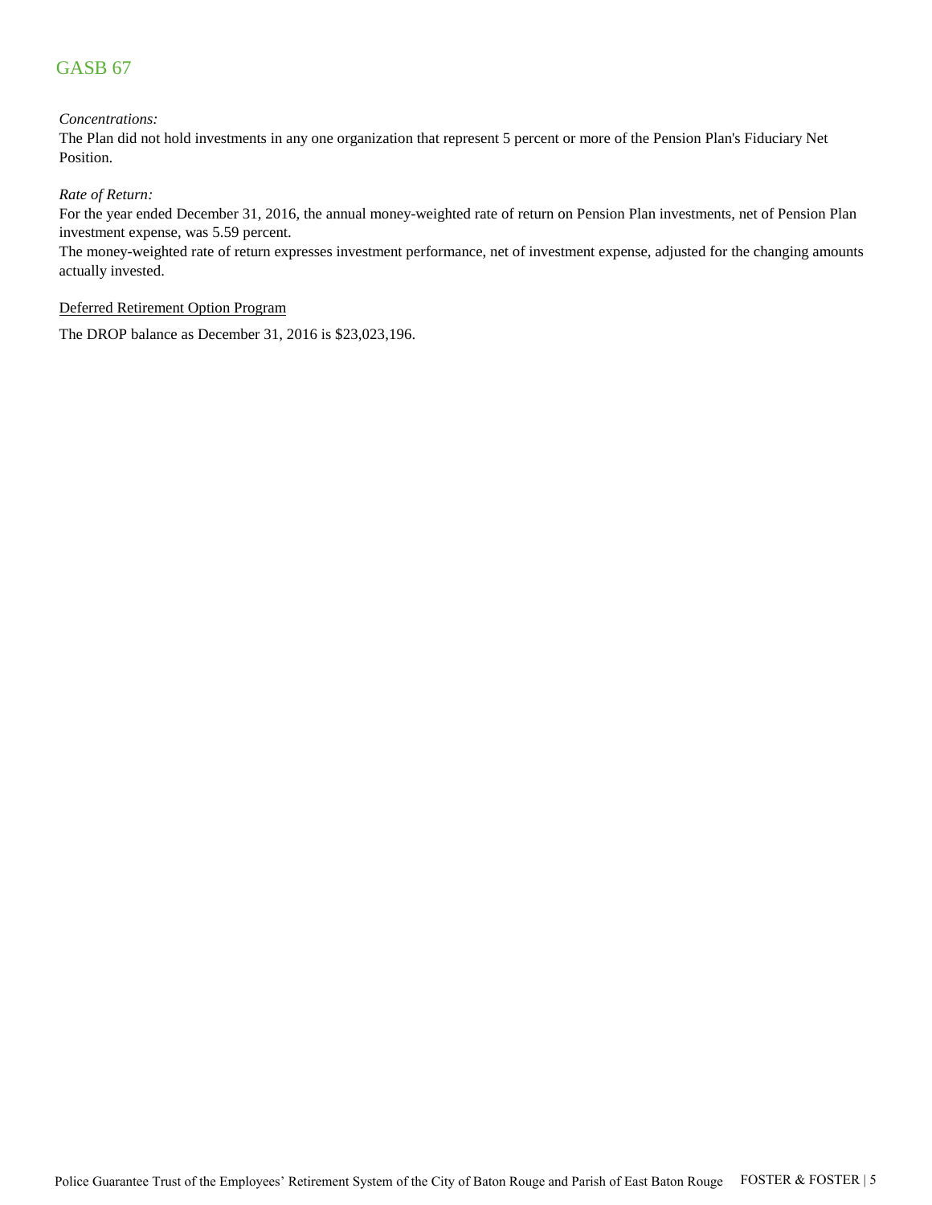## GASB 67

*Concentrations:*

The Plan did not hold investments in any one organization that represent 5 percent or more of the Pension Plan's Fiduciary Net Position.

*Rate of Return:*

For the year ended December 31, 2016, the annual money-weighted rate of return on Pension Plan investments, net of Pension Plan investment expense, was 5.59 percent.

The money-weighted rate of return expresses investment performance, net of investment expense, adjusted for the changing amounts actually invested.

Deferred Retirement Option Program

The DROP balance as December 31, 2016 is $23,023,196.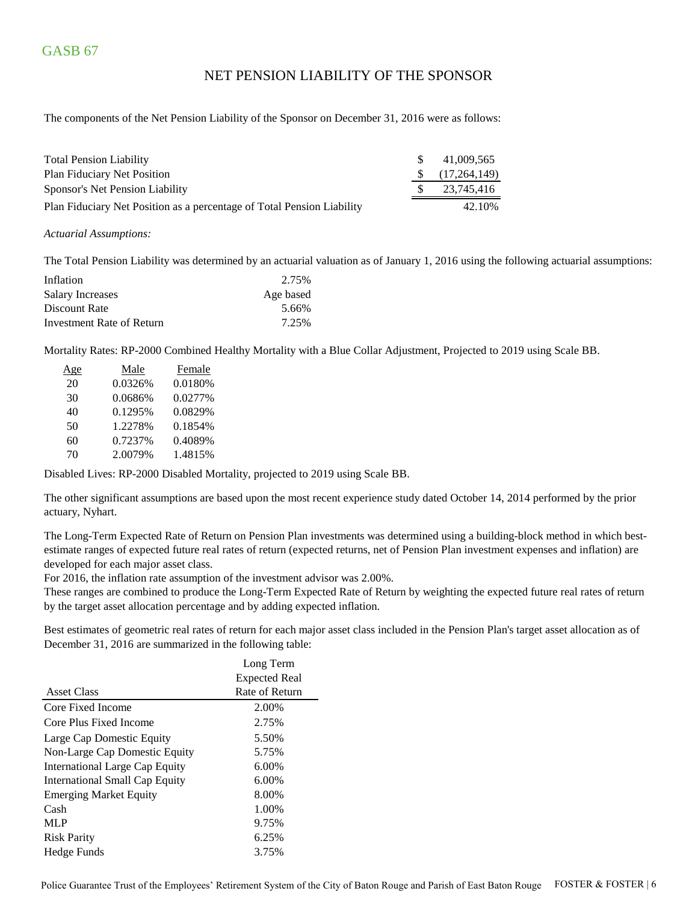GASB 67

## NET PENSION LIABILITY OF THE SPONSOR

The components of the Net Pension Liability of the Sponsor on December 31, 2016 were as follows:

| | |
|---|---|
| Total Pension Liability | $ 41,009,565 |
| Plan Fiduciary Net Position | $ (17,264,149) |
| Sponsor's Net Pension Liability | $ 23,745,416 |
| Plan Fiduciary Net Position as a percentage of Total Pension Liability | 42.10% |

*Actuarial Assumptions:*

The Total Pension Liability was determined by an actuarial valuation as of January 1, 2016 using the following actuarial assumptions:

| | |
|---|---|
| Inflation | 2.75% |
| Salary Increases | Age based |
| Discount Rate | 5.66% |
| Investment Rate of Return | 7.25% |

Mortality Rates: RP-2000 Combined Healthy Mortality with a Blue Collar Adjustment, Projected to 2019 using Scale BB.

| Age | Male | Female |
|---|---|---|
| 20 | 0.0326% | 0.0180% |
| 30 | 0.0686% | 0.0277% |
| 40 | 0.1295% | 0.0829% |
| 50 | 1.2278% | 0.1854% |
| 60 | 0.7237% | 0.4089% |
| 70 | 2.0079% | 1.4815% |

Disabled Lives: RP-2000 Disabled Mortality, projected to 2019 using Scale BB.

The other significant assumptions are based upon the most recent experience study dated October 14, 2014 performed by the prior actuary, Nyhart.

The Long-Term Expected Rate of Return on Pension Plan investments was determined using a building-block method in which best-estimate ranges of expected future real rates of return (expected returns, net of Pension Plan investment expenses and inflation) are developed for each major asset class.
For 2016, the inflation rate assumption of the investment advisor was 2.00%.
These ranges are combined to produce the Long-Term Expected Rate of Return by weighting the expected future real rates of return by the target asset allocation percentage and by adding expected inflation.

Best estimates of geometric real rates of return for each major asset class included in the Pension Plan's target asset allocation as of December 31, 2016 are summarized in the following table:

| Asset Class | Long Term Expected Real Rate of Return |
|---|---|
| Core Fixed Income | 2.00% |
| Core Plus Fixed Income | 2.75% |
| Large Cap Domestic Equity | 5.50% |
| Non-Large Cap Domestic Equity | 5.75% |
| International Large Cap Equity | 6.00% |
| International Small Cap Equity | 6.00% |
| Emerging Market Equity | 8.00% |
| Cash | 1.00% |
| MLP | 9.75% |
| Risk Parity | 6.25% |
| Hedge Funds | 3.75% |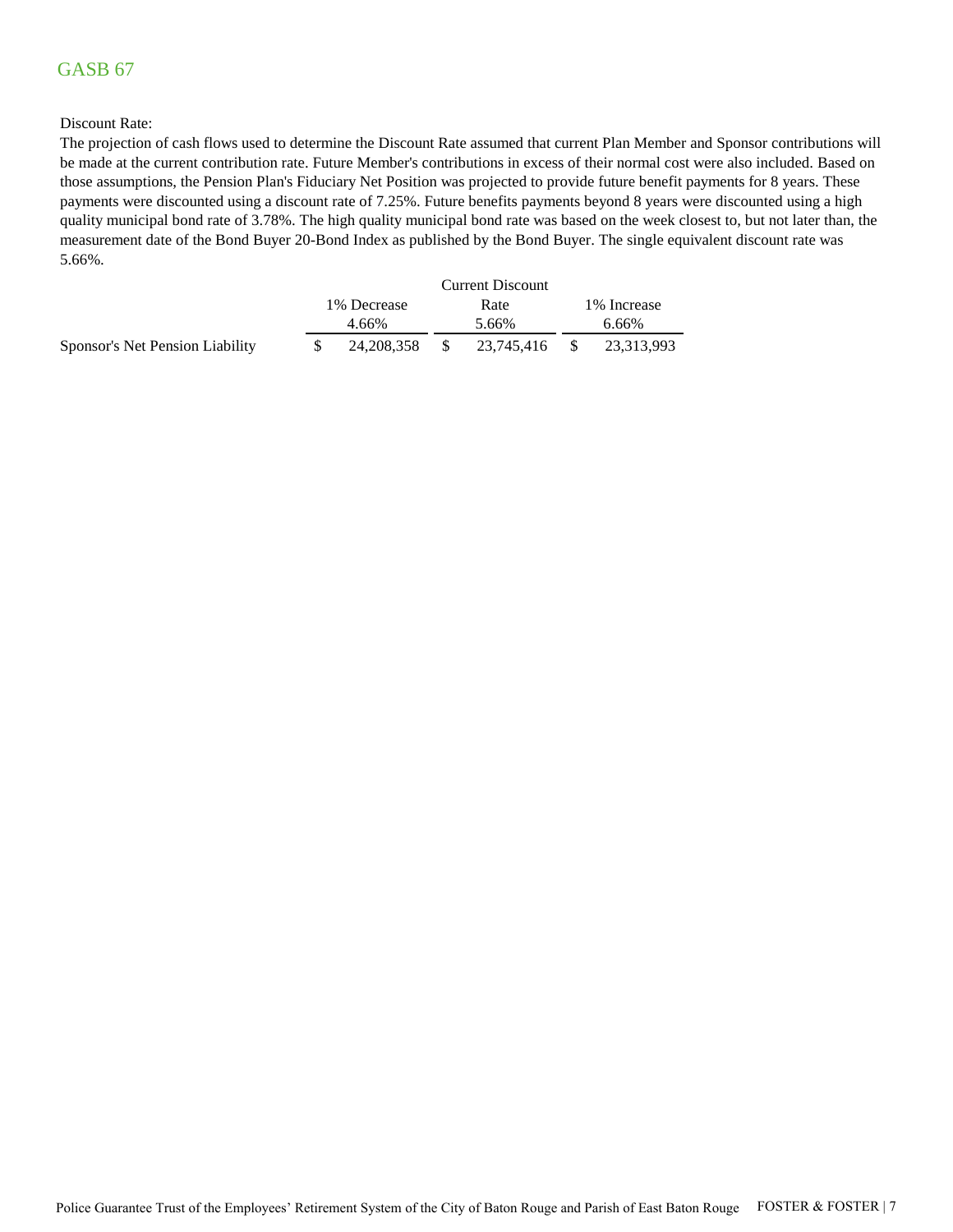# GASB 67

Discount Rate:

The projection of cash flows used to determine the Discount Rate assumed that current Plan Member and Sponsor contributions will be made at the current contribution rate. Future Member's contributions in excess of their normal cost were also included. Based on those assumptions, the Pension Plan's Fiduciary Net Position was projected to provide future benefit payments for 8 years. These payments were discounted using a discount rate of 7.25%. Future benefits payments beyond 8 years were discounted using a high quality municipal bond rate of 3.78%. The high quality municipal bond rate was based on the week closest to, but not later than, the measurement date of the Bond Buyer 20-Bond Index as published by the Bond Buyer. The single equivalent discount rate was 5.66%.

| | 1% Decrease 4.66% | Current Discount Rate 5.66% | 1% Increase 6.66% |
|---|---|---|---|
| Sponsor's Net Pension Liability | $ 24,208,358 | $ 23,745,416 | $ 23,313,993 |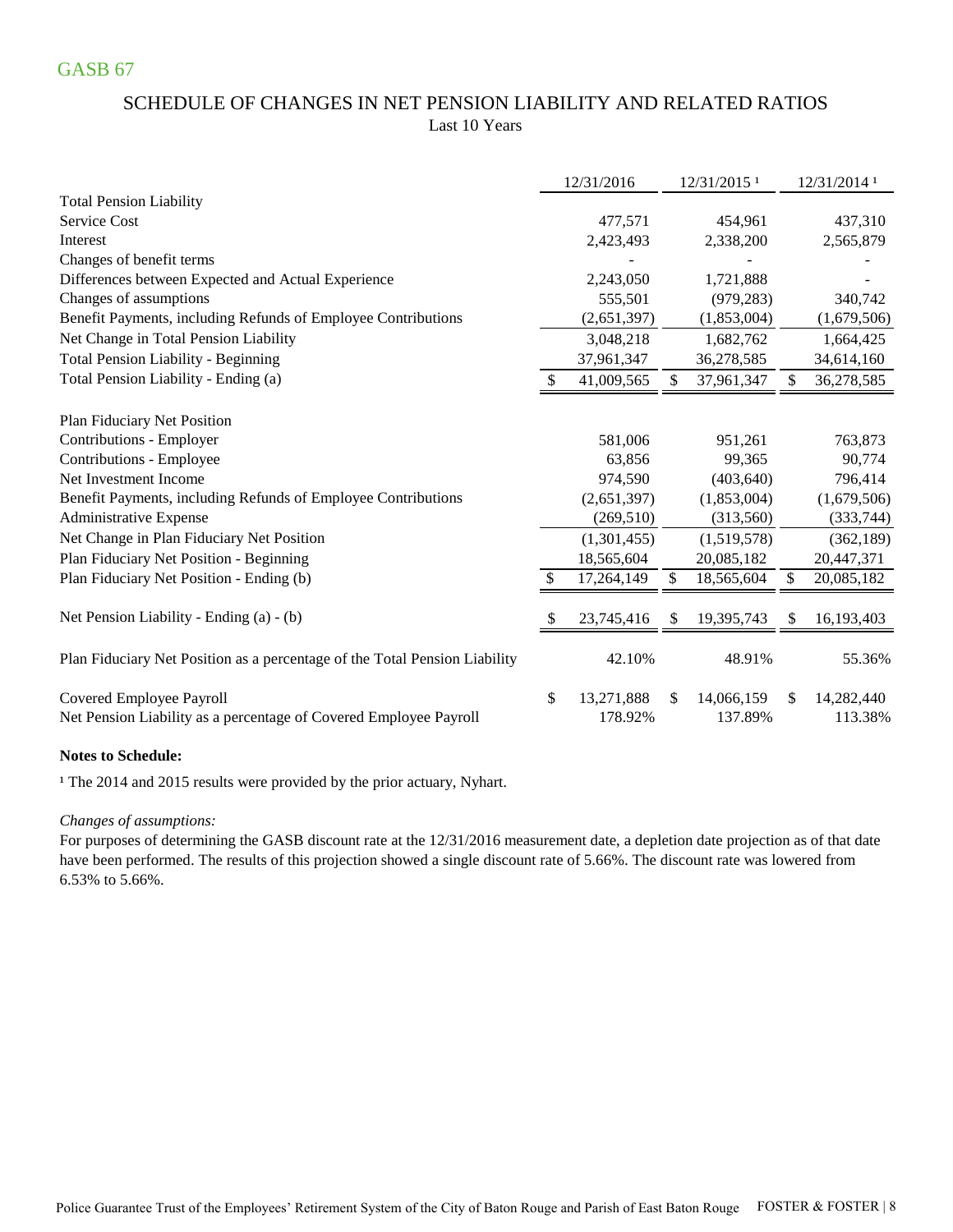GASB 67

## SCHEDULE OF CHANGES IN NET PENSION LIABILITY AND RELATED RATIOS

Last 10 Years

| | 12/31/2016 | 12/31/2015 [1] | 12/31/2014 [1] |
|---|---|---|---|
| **Total Pension Liability** | | | |
| Service Cost | 477,571 | 454,961 | 437,310 |
| Interest | 2,423,493 | 2,338,200 | 2,565,879 |
| Changes of benefit terms | - | - | - |
| Differences between Expected and Actual Experience | 2,243,050 | 1,721,888 | - |
| Changes of assumptions | 555,501 | (979,283) | 340,742 |
| Benefit Payments, including Refunds of Employee Contributions | (2,651,397) | (1,853,004) | (1,679,506) |
| Net Change in Total Pension Liability | 3,048,218 | 1,682,762 | 1,664,425 |
| Total Pension Liability - Beginning | 37,961,347 | 36,278,585 | 34,614,160 |
| Total Pension Liability - Ending (a) | $ 41,009,565 | $ 37,961,347 | $ 36,278,585 |
| | | | |
| **Plan Fiduciary Net Position** | | | |
| Contributions - Employer | 581,006 | 951,261 | 763,873 |
| Contributions - Employee | 63,856 | 99,365 | 90,774 |
| Net Investment Income | 974,590 | (403,640) | 796,414 |
| Benefit Payments, including Refunds of Employee Contributions | (2,651,397) | (1,853,004) | (1,679,506) |
| Administrative Expense | (269,510) | (313,560) | (333,744) |
| Net Change in Plan Fiduciary Net Position | (1,301,455) | (1,519,578) | (362,189) |
| Plan Fiduciary Net Position - Beginning | 18,565,604 | 20,085,182 | 20,447,371 |
| Plan Fiduciary Net Position - Ending (b) | $ 17,264,149 | $ 18,565,604 | $ 20,085,182 |
| | | | |
| Net Pension Liability - Ending (a) - (b) | $ 23,745,416 | $ 19,395,743 | $ 16,193,403 |
| | | | |
| Plan Fiduciary Net Position as a percentage of the Total Pension Liability | 42.10% | 48.91% | 55.36% |
| | | | |
| Covered Employee Payroll | $ 13,271,888 | $ 14,066,159 | $ 14,282,440 |
| Net Pension Liability as a percentage of Covered Employee Payroll | 178.92% | 137.89% | 113.38% |

**Notes to Schedule:**

[1] The 2014 and 2015 results were provided by the prior actuary, Nyhart.

*Changes of assumptions:*

For purposes of determining the GASB discount rate at the 12/31/2016 measurement date, a depletion date projection as of that date have been performed. The results of this projection showed a single discount rate of 5.66%. The discount rate was lowered from 6.53% to 5.66%.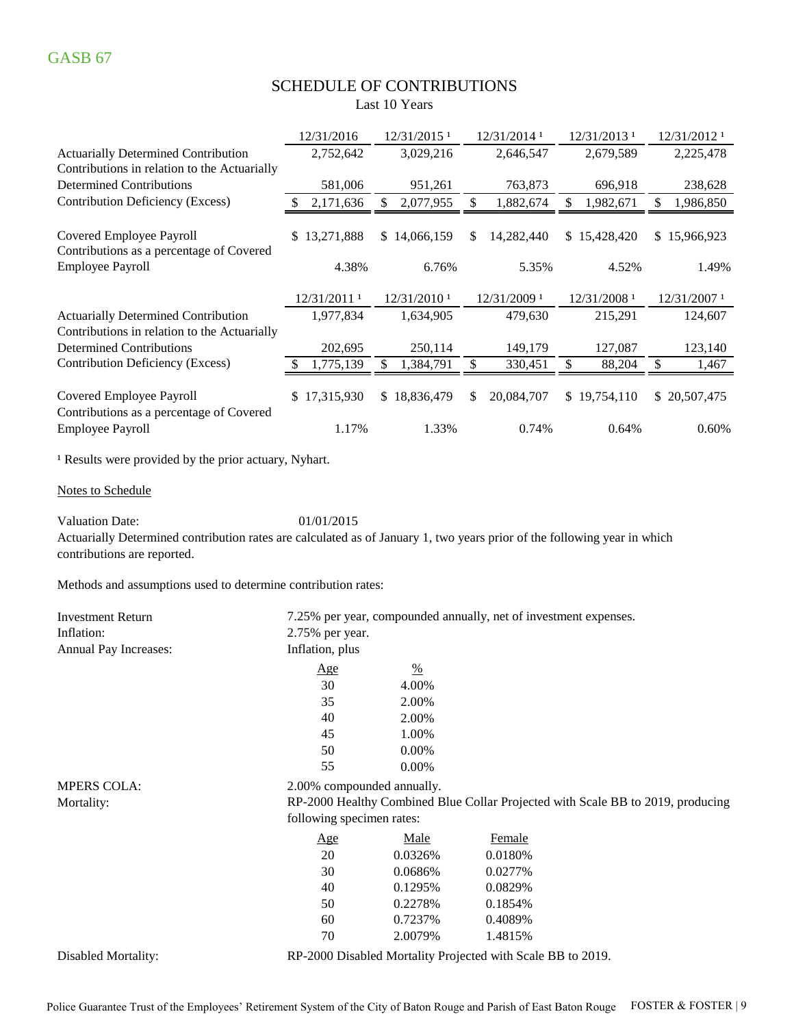GASB 67

## SCHEDULE OF CONTRIBUTIONS

Last 10 Years

| | 12/31/2016 | 12/31/2015 [1] | 12/31/2014 [1] | 12/31/2013 [1] | 12/31/2012 [1] |
|---|---|---|---|---|---|
| Actuarially Determined Contribution | 2,752,642 | 3,029,216 | 2,646,547 | 2,679,589 | 2,225,478 |
| Contributions in relation to the Actuarially Determined Contributions | 581,006 | 951,261 | 763,873 | 696,918 | 238,628 |
| Contribution Deficiency (Excess) | $ 2,171,636 | $ 2,077,955 | $ 1,882,674 | $ 1,982,671 | $ 1,986,850 |
| Covered Employee Payroll | $ 13,271,888 | $ 14,066,159 | $ 14,282,440 | $ 15,428,420 | $ 15,966,923 |
| Contributions as a percentage of Covered Employee Payroll | 4.38% | 6.76% | 5.35% | 4.52% | 1.49% |

| | 12/31/2011 [1] | 12/31/2010 [1] | 12/31/2009 [1] | 12/31/2008 [1] | 12/31/2007 [1] |
|---|---|---|---|---|---|
| Actuarially Determined Contribution | 1,977,834 | 1,634,905 | 479,630 | 215,291 | 124,607 |
| Contributions in relation to the Actuarially Determined Contributions | 202,695 | 250,114 | 149,179 | 127,087 | 123,140 |
| Contribution Deficiency (Excess) | $ 1,775,139 | $ 1,384,791 | $ 330,451 | $ 88,204 | $ 1,467 |
| Covered Employee Payroll | $ 17,315,930 | $ 18,836,479 | $ 20,084,707 | $ 19,754,110 | $ 20,507,475 |
| Contributions as a percentage of Covered Employee Payroll | 1.17% | 1.33% | 0.74% | 0.64% | 0.60% |

[1] Results were provided by the prior actuary, Nyhart.

Notes to Schedule

Valuation Date: 01/01/2015

Actuarially Determined contribution rates are calculated as of January 1, two years prior of the following year in which contributions are reported.

Methods and assumptions used to determine contribution rates:

Investment Return: 7.25% per year, compounded annually, net of investment expenses.

Inflation: 2.75% per year.

Annual Pay Increases: Inflation, plus

| Age | % |
|---|---|
| 30 | 4.00% |
| 35 | 2.00% |
| 40 | 2.00% |
| 45 | 1.00% |
| 50 | 0.00% |
| 55 | 0.00% |

MPERS COLA: 2.00% compounded annually.

Mortality: RP-2000 Healthy Combined Blue Collar Projected with Scale BB to 2019, producing following specimen rates:

| Age | Male | Female |
|---|---|---|
| 20 | 0.0326% | 0.0180% |
| 30 | 0.0686% | 0.0277% |
| 40 | 0.1295% | 0.0829% |
| 50 | 0.2278% | 0.1854% |
| 60 | 0.7237% | 0.4089% |
| 70 | 2.0079% | 1.4815% |

Disabled Mortality: RP-2000 Disabled Mortality Projected with Scale BB to 2019.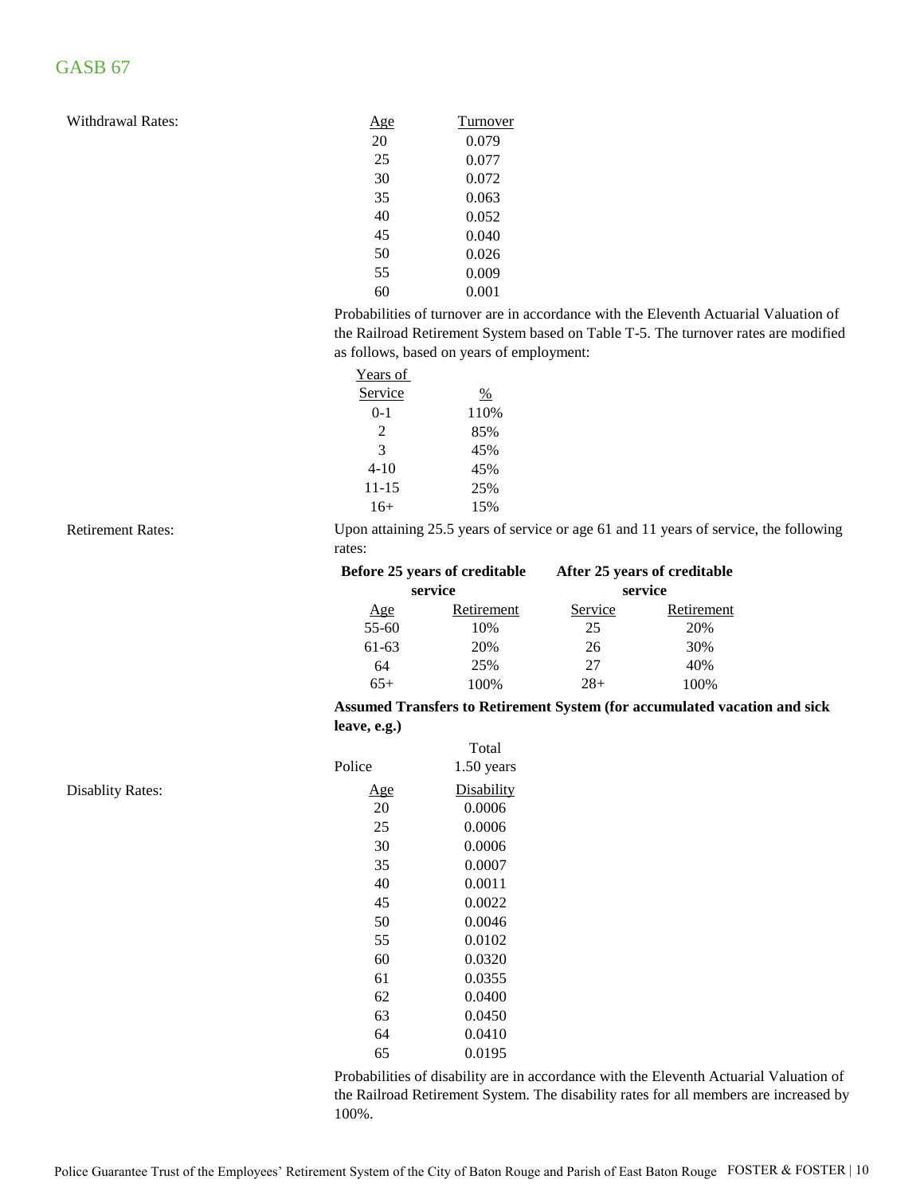## GASB 67

**Withdrawal Rates:**

| Age | Turnover |
|---|---|
| 20 | 0.079 |
| 25 | 0.077 |
| 30 | 0.072 |
| 35 | 0.063 |
| 40 | 0.052 |
| 45 | 0.040 |
| 50 | 0.026 |
| 55 | 0.009 |
| 60 | 0.001 |

Probabilities of turnover are in accordance with the Eleventh Actuarial Valuation of the Railroad Retirement System based on Table T-5. The turnover rates are modified as follows, based on years of employment:

| Years of Service | % |
|---|---|
| 0-1 | 110% |
| 2 | 85% |
| 3 | 45% |
| 4-10 | 45% |
| 11-15 | 25% |
| 16+ | 15% |

**Retirement Rates:**

Upon attaining 25.5 years of service or age 61 and 11 years of service, the following rates:

| Before 25 years of creditable service | | After 25 years of creditable service | |
|---|---|---|---|
| Age | Retirement | Service | Retirement |
| 55-60 | 10% | 25 | 20% |
| 61-63 | 20% | 26 | 30% |
| 64 | 25% | 27 | 40% |
| 65+ | 100% | 28+ | 100% |

**Assumed Transfers to Retirement System (for accumulated vacation and sick leave, e.g.)**

| | Total |
|---|---|
| Police | 1.50 years |

**Disablity Rates:**

| Age | Disability |
|---|---|
| 20 | 0.0006 |
| 25 | 0.0006 |
| 30 | 0.0006 |
| 35 | 0.0007 |
| 40 | 0.0011 |
| 45 | 0.0022 |
| 50 | 0.0046 |
| 55 | 0.0102 |
| 60 | 0.0320 |
| 61 | 0.0355 |
| 62 | 0.0400 |
| 63 | 0.0450 |
| 64 | 0.0410 |
| 65 | 0.0195 |

Probabilities of disability are in accordance with the Eleventh Actuarial Valuation of the Railroad Retirement System. The disability rates for all members are increased by 100%.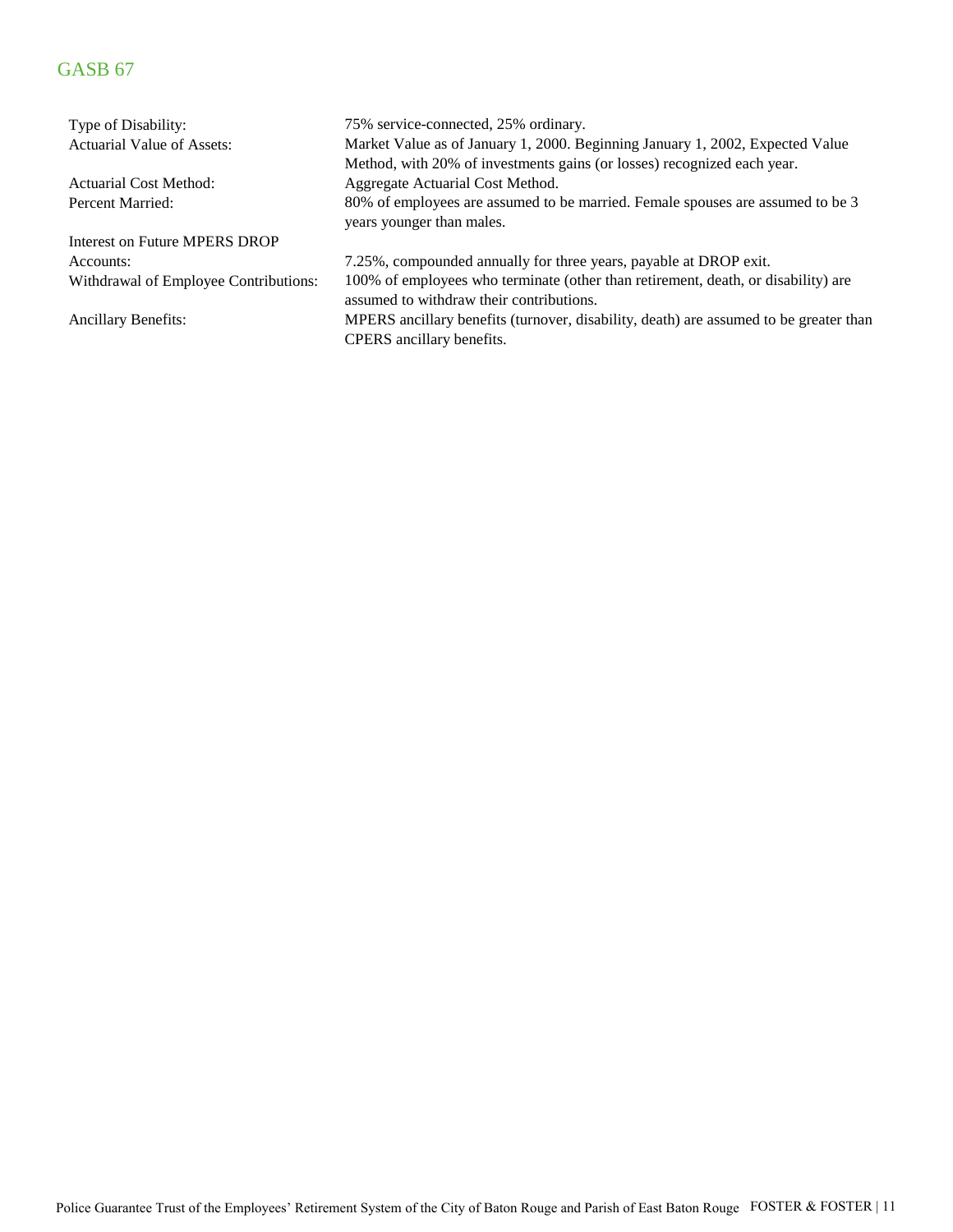## GASB 67

| | |
|---|---|
| Type of Disability: | 75% service-connected, 25% ordinary. |
| Actuarial Value of Assets: | Market Value as of January 1, 2000. Beginning January 1, 2002, Expected Value Method, with 20% of investments gains (or losses) recognized each year. |
| Actuarial Cost Method: | Aggregate Actuarial Cost Method. |
| Percent Married: | 80% of employees are assumed to be married. Female spouses are assumed to be 3 years younger than males. |
| Interest on Future MPERS DROP Accounts: | 7.25%, compounded annually for three years, payable at DROP exit. |
| Withdrawal of Employee Contributions: | 100% of employees who terminate (other than retirement, death, or disability) are assumed to withdraw their contributions. |
| Ancillary Benefits: | MPERS ancillary benefits (turnover, disability, death) are assumed to be greater than CPERS ancillary benefits. |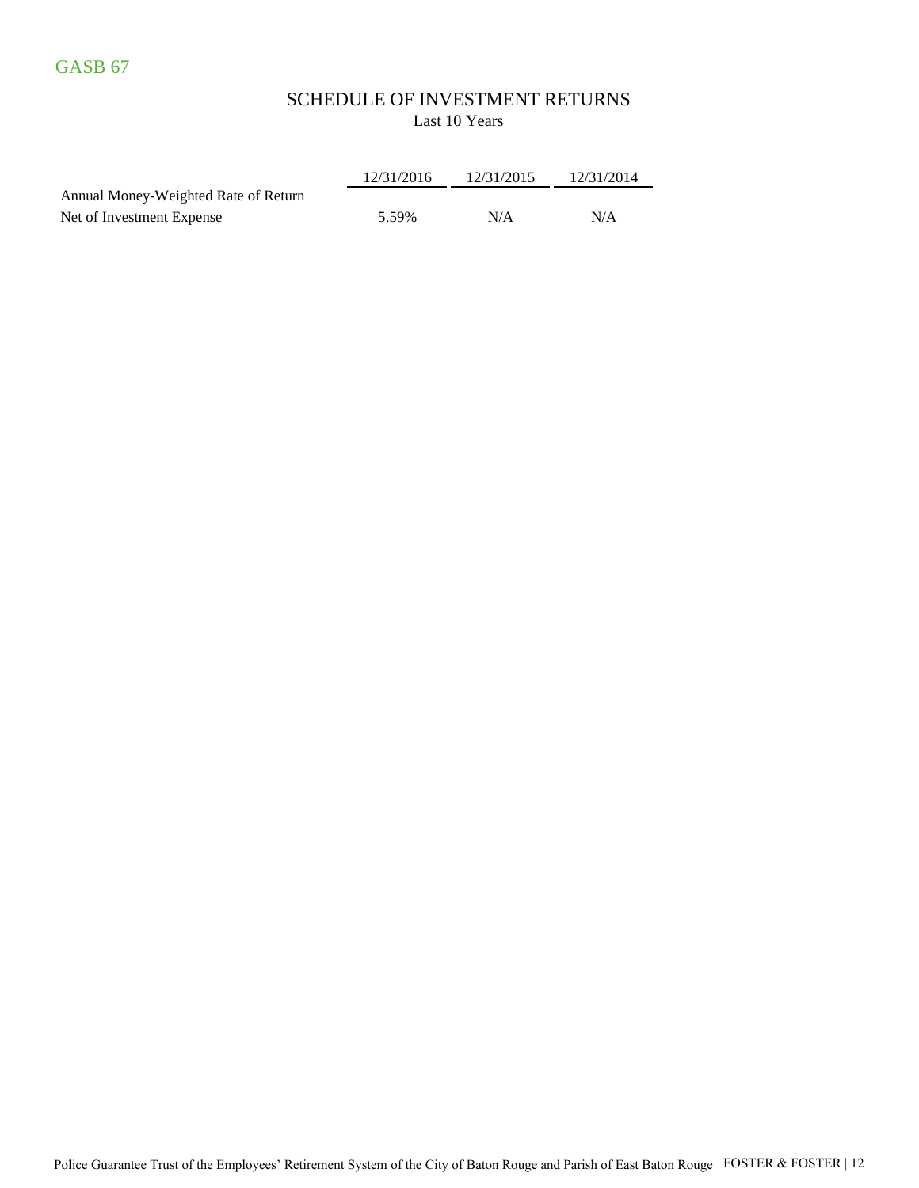GASB 67

## SCHEDULE OF INVESTMENT RETURNS

Last 10 Years

| | 12/31/2016 | 12/31/2015 | 12/31/2014 |
|---|---|---|---|
| Annual Money-Weighted Rate of Return Net of Investment Expense | 5.59% | N/A | N/A |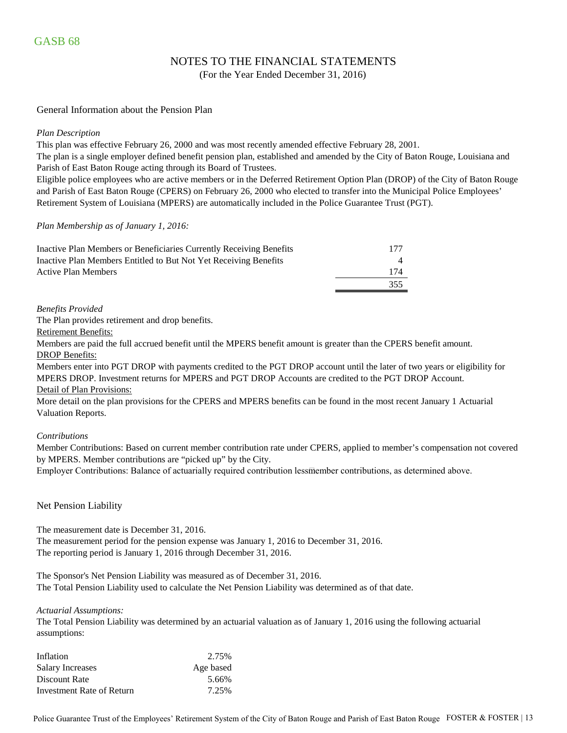GASB 68

## NOTES TO THE FINANCIAL STATEMENTS

(For the Year Ended December 31, 2016)

### General Information about the Pension Plan

*Plan Description*

This plan was effective February 26, 2000 and was most recently amended effective February 28, 2001.

The plan is a single employer defined benefit pension plan, established and amended by the City of Baton Rouge, Louisiana and Parish of East Baton Rouge acting through its Board of Trustees.

Eligible police employees who are active members or in the Deferred Retirement Option Plan (DROP) of the City of Baton Rouge and Parish of East Baton Rouge (CPERS) on February 26, 2000 who elected to transfer into the Municipal Police Employees' Retirement System of Louisiana (MPERS) are automatically included in the Police Guarantee Trust (PGT).

*Plan Membership as of January 1, 2016:*

| | |
|---|---|
| Inactive Plan Members or Beneficiaries Currently Receiving Benefits | 177 |
| Inactive Plan Members Entitled to But Not Yet Receiving Benefits | 4 |
| Active Plan Members | 174 |
| | 355 |

*Benefits Provided*

The Plan provides retirement and drop benefits.

Retirement Benefits:

Members are paid the full accrued benefit until the MPERS benefit amount is greater than the CPERS benefit amount.

DROP Benefits:

Members enter into PGT DROP with payments credited to the PGT DROP account until the later of two years or eligibility for MPERS DROP. Investment returns for MPERS and PGT DROP Accounts are credited to the PGT DROP Account.

Detail of Plan Provisions:

More detail on the plan provisions for the CPERS and MPERS benefits can be found in the most recent January 1 Actuarial Valuation Reports.

*Contributions*

Member Contributions: Based on current member contribution rate under CPERS, applied to member's compensation not covered by MPERS. Member contributions are "picked up" by the City.

Employer Contributions: Balance of actuarially required contribution less member contributions, as determined above.

### Net Pension Liability

The measurement date is December 31, 2016.

The measurement period for the pension expense was January 1, 2016 to December 31, 2016.

The reporting period is January 1, 2016 through December 31, 2016.

The Sponsor's Net Pension Liability was measured as of December 31, 2016.

The Total Pension Liability used to calculate the Net Pension Liability was determined as of that date.

*Actuarial Assumptions:*

The Total Pension Liability was determined by an actuarial valuation as of January 1, 2016 using the following actuarial assumptions:

| | |
|---|---|
| Inflation | 2.75% |
| Salary Increases | Age based |
| Discount Rate | 5.66% |
| Investment Rate of Return | 7.25% |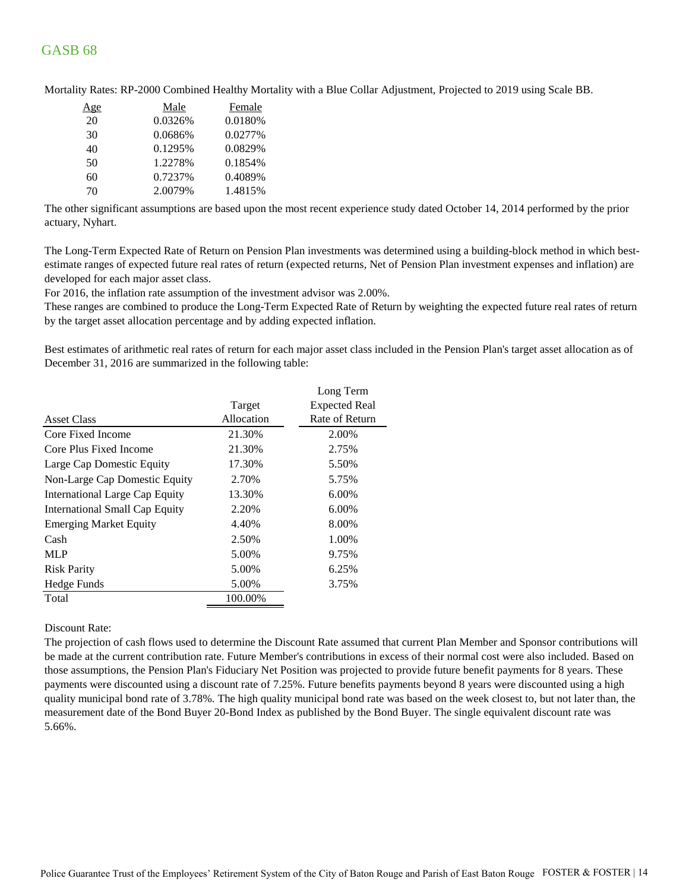Mortality Rates: RP-2000 Combined Healthy Mortality with a Blue Collar Adjustment, Projected to 2019 using Scale BB.

| Age | Male | Female |
|---|---|---|
| 20 | 0.0326% | 0.0180% |
| 30 | 0.0686% | 0.0277% |
| 40 | 0.1295% | 0.0829% |
| 50 | 1.2278% | 0.1854% |
| 60 | 0.7237% | 0.4089% |
| 70 | 2.0079% | 1.4815% |

The other significant assumptions are based upon the most recent experience study dated October 14, 2014 performed by the prior actuary, Nyhart.

The Long-Term Expected Rate of Return on Pension Plan investments was determined using a building-block method in which best-estimate ranges of expected future real rates of return (expected returns, Net of Pension Plan investment expenses and inflation) are developed for each major asset class.

For 2016, the inflation rate assumption of the investment advisor was 2.00%.

These ranges are combined to produce the Long-Term Expected Rate of Return by weighting the expected future real rates of return by the target asset allocation percentage and by adding expected inflation.

Best estimates of arithmetic real rates of return for each major asset class included in the Pension Plan's target asset allocation as of December 31, 2016 are summarized in the following table:

| Asset Class | Target Allocation | Long Term Expected Real Rate of Return |
|---|---|---|
| Core Fixed Income | 21.30% | 2.00% |
| Core Plus Fixed Income | 21.30% | 2.75% |
| Large Cap Domestic Equity | 17.30% | 5.50% |
| Non-Large Cap Domestic Equity | 2.70% | 5.75% |
| International Large Cap Equity | 13.30% | 6.00% |
| International Small Cap Equity | 2.20% | 6.00% |
| Emerging Market Equity | 4.40% | 8.00% |
| Cash | 2.50% | 1.00% |
| MLP | 5.00% | 9.75% |
| Risk Parity | 5.00% | 6.25% |
| Hedge Funds | 5.00% | 3.75% |
| Total | 100.00% | |

Discount Rate:

The projection of cash flows used to determine the Discount Rate assumed that current Plan Member and Sponsor contributions will be made at the current contribution rate. Future Member's contributions in excess of their normal cost were also included. Based on those assumptions, the Pension Plan's Fiduciary Net Position was projected to provide future benefit payments for 8 years. These payments were discounted using a discount rate of 7.25%. Future benefits payments beyond 8 years were discounted using a high quality municipal bond rate of 3.78%. The high quality municipal bond rate was based on the week closest to, but not later than, the measurement date of the Bond Buyer 20-Bond Index as published by the Bond Buyer. The single equivalent discount rate was 5.66%.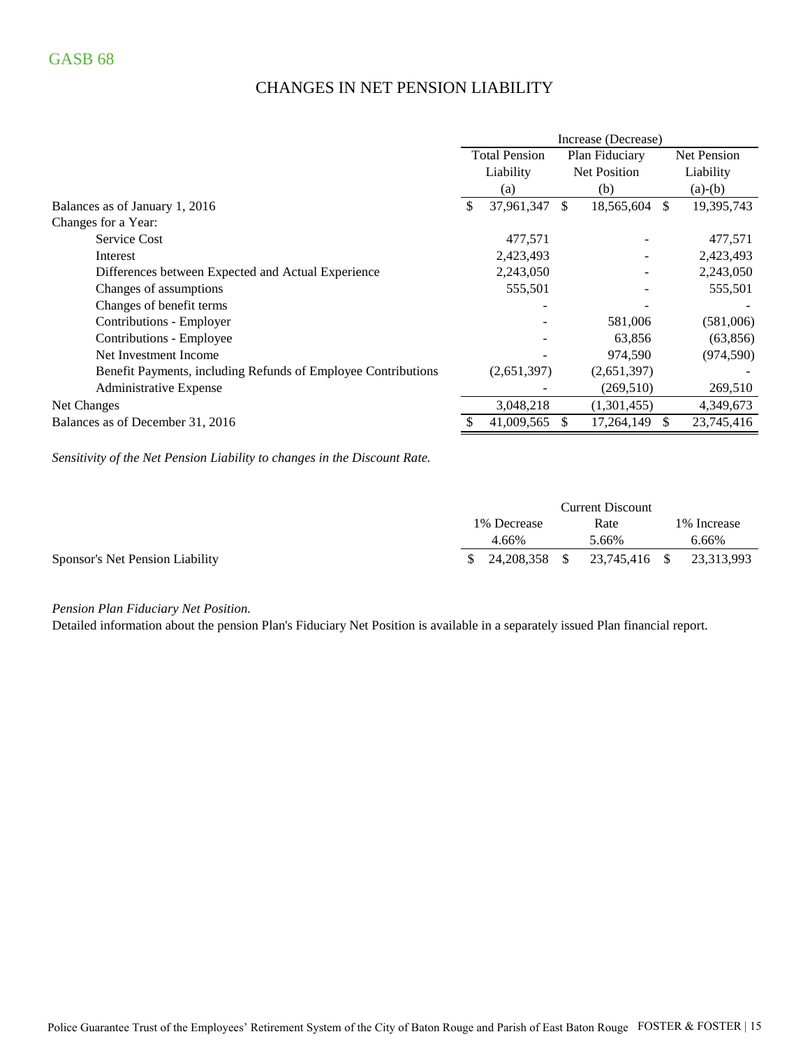GASB 68

## CHANGES IN NET PENSION LIABILITY

| | Increase (Decrease) | | |
|---|---|---|---|
| | Total Pension Liability (a) | Plan Fiduciary Net Position (b) | Net Pension Liability (a)-(b) |
| Balances as of January 1, 2016 | $ 37,961,347 | $ 18,565,604 | $ 19,395,743 |
| Changes for a Year: | | | |
| Service Cost | 477,571 | - | 477,571 |
| Interest | 2,423,493 | - | 2,423,493 |
| Differences between Expected and Actual Experience | 2,243,050 | - | 2,243,050 |
| Changes of assumptions | 555,501 | - | 555,501 |
| Changes of benefit terms | - | - | - |
| Contributions - Employer | - | 581,006 | (581,006) |
| Contributions - Employee | - | 63,856 | (63,856) |
| Net Investment Income | - | 974,590 | (974,590) |
| Benefit Payments, including Refunds of Employee Contributions | (2,651,397) | (2,651,397) | - |
| Administrative Expense | - | (269,510) | 269,510 |
| Net Changes | 3,048,218 | (1,301,455) | 4,349,673 |
| Balances as of December 31, 2016 | $ 41,009,565 | $ 17,264,149 | $ 23,745,416 |

*Sensitivity of the Net Pension Liability to changes in the Discount Rate.*

| | 1% Decrease 4.66% | Current Discount Rate 5.66% | 1% Increase 6.66% |
|---|---|---|---|
| Sponsor's Net Pension Liability | $ 24,208,358 | $ 23,745,416 | $ 23,313,993 |

*Pension Plan Fiduciary Net Position.*

Detailed information about the pension Plan's Fiduciary Net Position is available in a separately issued Plan financial report.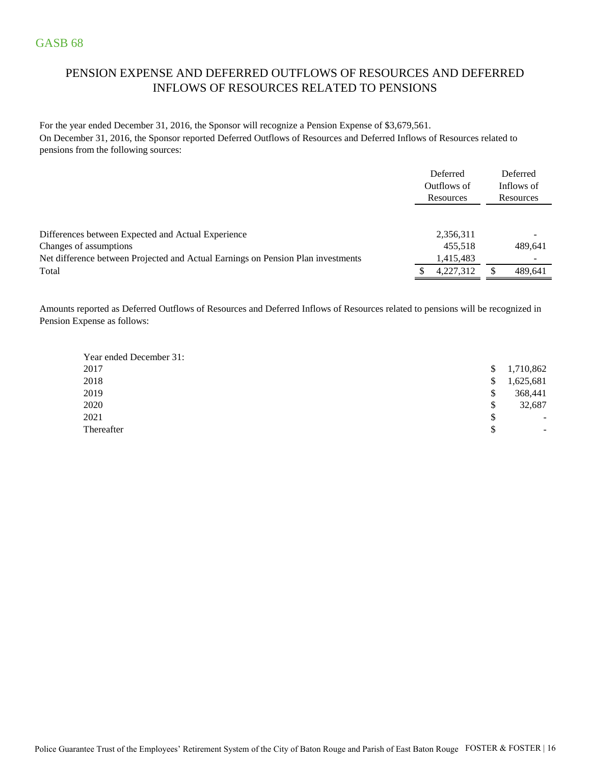GASB 68

## PENSION EXPENSE AND DEFERRED OUTFLOWS OF RESOURCES AND DEFERRED INFLOWS OF RESOURCES RELATED TO PENSIONS

For the year ended December 31, 2016, the Sponsor will recognize a Pension Expense of $3,679,561.
On December 31, 2016, the Sponsor reported Deferred Outflows of Resources and Deferred Inflows of Resources related to pensions from the following sources:

| | Deferred Outflows of Resources | Deferred Inflows of Resources |
|---|---|---|
| Differences between Expected and Actual Experience | 2,356,311 | - |
| Changes of assumptions | 455,518 | 489,641 |
| Net difference between Projected and Actual Earnings on Pension Plan investments | 1,415,483 | - |
| Total | $ 4,227,312 | $ 489,641 |

Amounts reported as Deferred Outflows of Resources and Deferred Inflows of Resources related to pensions will be recognized in Pension Expense as follows:

| Year ended December 31: | |
|---|---|
| 2017 | $ 1,710,862 |
| 2018 | $ 1,625,681 |
| 2019 | $ 368,441 |
| 2020 | $ 32,687 |
| 2021 | $ - |
| Thereafter | $ - |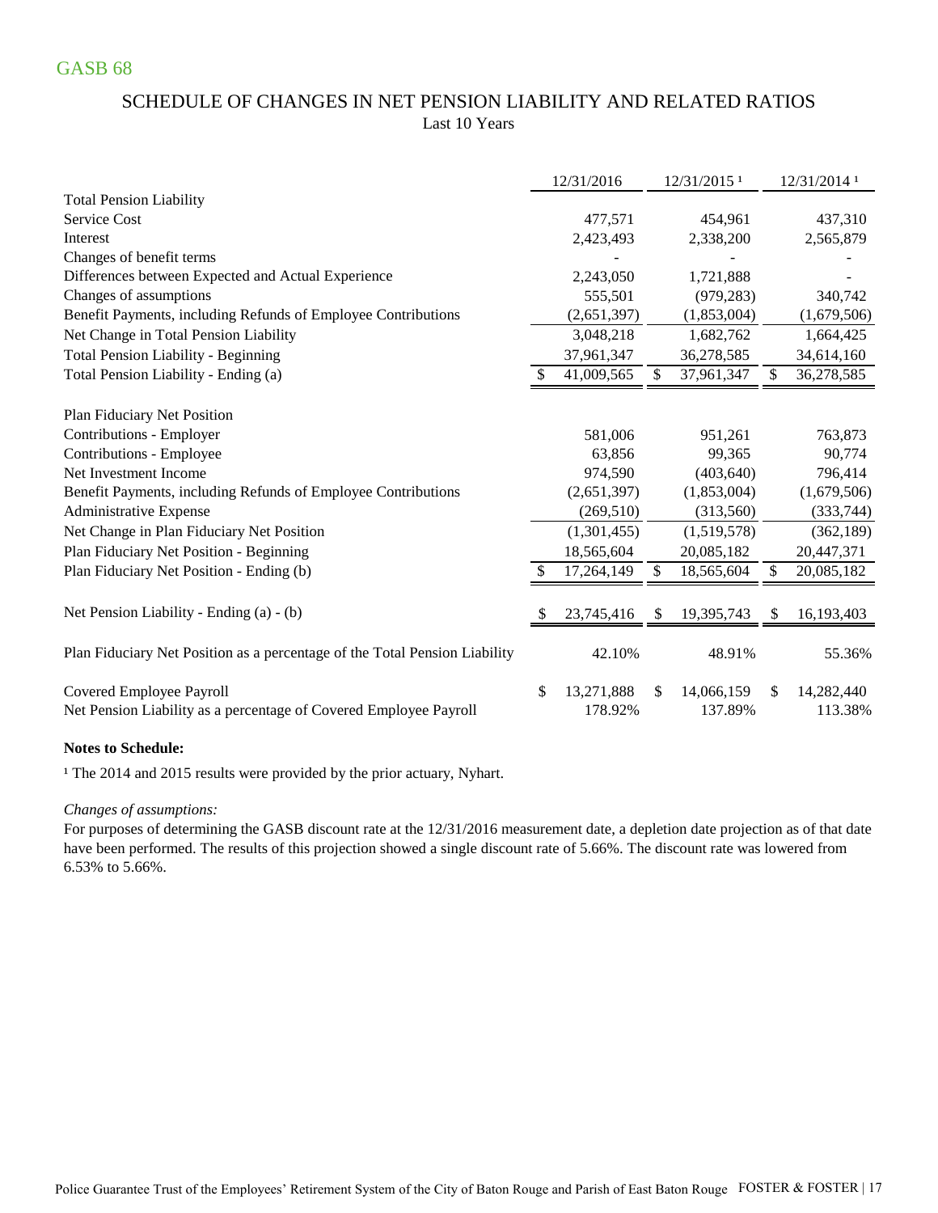GASB 68

## SCHEDULE OF CHANGES IN NET PENSION LIABILITY AND RELATED RATIOS

Last 10 Years

| | 12/31/2016 | 12/31/2015 [1] | 12/31/2014 [1] |
|---|---|---|---|
| **Total Pension Liability** | | | |
| Service Cost | 477,571 | 454,961 | 437,310 |
| Interest | 2,423,493 | 2,338,200 | 2,565,879 |
| Changes of benefit terms | - | - | - |
| Differences between Expected and Actual Experience | 2,243,050 | 1,721,888 | - |
| Changes of assumptions | 555,501 | (979,283) | 340,742 |
| Benefit Payments, including Refunds of Employee Contributions | (2,651,397) | (1,853,004) | (1,679,506) |
| Net Change in Total Pension Liability | 3,048,218 | 1,682,762 | 1,664,425 |
| Total Pension Liability - Beginning | 37,961,347 | 36,278,585 | 34,614,160 |
| Total Pension Liability - Ending (a) | $ 41,009,565 | $ 37,961,347 | $ 36,278,585 |
| | | | |
| **Plan Fiduciary Net Position** | | | |
| Contributions - Employer | 581,006 | 951,261 | 763,873 |
| Contributions - Employee | 63,856 | 99,365 | 90,774 |
| Net Investment Income | 974,590 | (403,640) | 796,414 |
| Benefit Payments, including Refunds of Employee Contributions | (2,651,397) | (1,853,004) | (1,679,506) |
| Administrative Expense | (269,510) | (313,560) | (333,744) |
| Net Change in Plan Fiduciary Net Position | (1,301,455) | (1,519,578) | (362,189) |
| Plan Fiduciary Net Position - Beginning | 18,565,604 | 20,085,182 | 20,447,371 |
| Plan Fiduciary Net Position - Ending (b) | $ 17,264,149 | $ 18,565,604 | $ 20,085,182 |
| | | | |
| Net Pension Liability - Ending (a) - (b) | $ 23,745,416 | $ 19,395,743 | $ 16,193,403 |
| | | | |
| Plan Fiduciary Net Position as a percentage of the Total Pension Liability | 42.10% | 48.91% | 55.36% |
| | | | |
| Covered Employee Payroll | $ 13,271,888 | $ 14,066,159 | $ 14,282,440 |
| Net Pension Liability as a percentage of Covered Employee Payroll | 178.92% | 137.89% | 113.38% |

**Notes to Schedule:**

[1] The 2014 and 2015 results were provided by the prior actuary, Nyhart.

*Changes of assumptions:*

For purposes of determining the GASB discount rate at the 12/31/2016 measurement date, a depletion date projection as of that date have been performed. The results of this projection showed a single discount rate of 5.66%. The discount rate was lowered from 6.53% to 5.66%.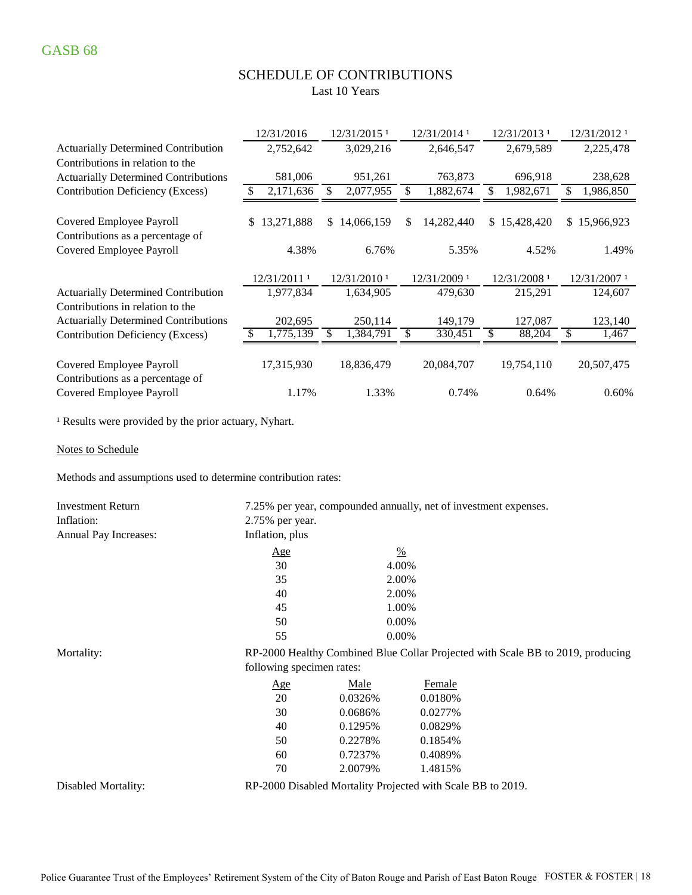GASB 68

# SCHEDULE OF CONTRIBUTIONS

Last 10 Years

| | 12/31/2016 | 12/31/2015 [1] | 12/31/2014 [1] | 12/31/2013 [1] | 12/31/2012 [1] |
|---|---|---|---|---|---|
| Actuarially Determined Contribution | 2,752,642 | 3,029,216 | 2,646,547 | 2,679,589 | 2,225,478 |
| Contributions in relation to the Actuarially Determined Contributions | 581,006 | 951,261 | 763,873 | 696,918 | 238,628 |
| Contribution Deficiency (Excess) | $ 2,171,636 | $ 2,077,955 | $ 1,882,674 | $ 1,982,671 | $ 1,986,850 |
| Covered Employee Payroll | $ 13,271,888 | $ 14,066,159 | $ 14,282,440 | $ 15,428,420 | $ 15,966,923 |
| Contributions as a percentage of Covered Employee Payroll | 4.38% | 6.76% | 5.35% | 4.52% | 1.49% |

| | 12/31/2011 [1] | 12/31/2010 [1] | 12/31/2009 [1] | 12/31/2008 [1] | 12/31/2007 [1] |
|---|---|---|---|---|---|
| Actuarially Determined Contribution | 1,977,834 | 1,634,905 | 479,630 | 215,291 | 124,607 |
| Contributions in relation to the Actuarially Determined Contributions | 202,695 | 250,114 | 149,179 | 127,087 | 123,140 |
| Contribution Deficiency (Excess) | $ 1,775,139 | $ 1,384,791 | $ 330,451 | $ 88,204 | $ 1,467 |
| Covered Employee Payroll | 17,315,930 | 18,836,479 | 20,084,707 | 19,754,110 | 20,507,475 |
| Contributions as a percentage of Covered Employee Payroll | 1.17% | 1.33% | 0.74% | 0.64% | 0.60% |

[1] Results were provided by the prior actuary, Nyhart.

Notes to Schedule

Methods and assumptions used to determine contribution rates:

Investment Return: 7.25% per year, compounded annually, net of investment expenses.

Inflation: 2.75% per year.

Annual Pay Increases: Inflation, plus

| Age | % |
|---|---|
| 30 | 4.00% |
| 35 | 2.00% |
| 40 | 2.00% |
| 45 | 1.00% |
| 50 | 0.00% |
| 55 | 0.00% |

Mortality: RP-2000 Healthy Combined Blue Collar Projected with Scale BB to 2019, producing following specimen rates:

| Age | Male | Female |
|---|---|---|
| 20 | 0.0326% | 0.0180% |
| 30 | 0.0686% | 0.0277% |
| 40 | 0.1295% | 0.0829% |
| 50 | 0.2278% | 0.1854% |
| 60 | 0.7237% | 0.4089% |
| 70 | 2.0079% | 1.4815% |

Disabled Mortality: RP-2000 Disabled Mortality Projected with Scale BB to 2019.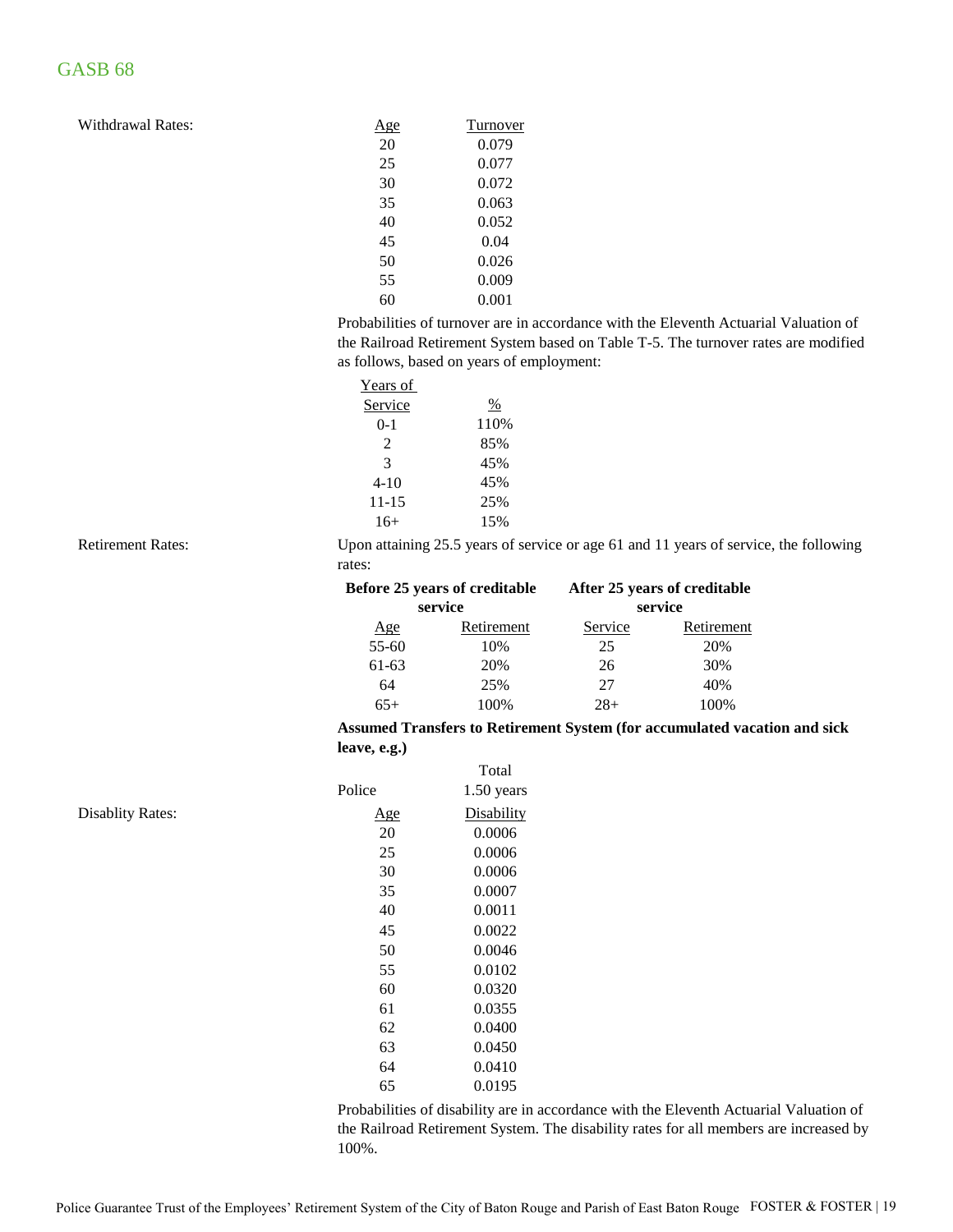Withdrawal Rates:

| Age | Turnover |
|---|---|
| 20 | 0.079 |
| 25 | 0.077 |
| 30 | 0.072 |
| 35 | 0.063 |
| 40 | 0.052 |
| 45 | 0.04 |
| 50 | 0.026 |
| 55 | 0.009 |
| 60 | 0.001 |

Probabilities of turnover are in accordance with the Eleventh Actuarial Valuation of the Railroad Retirement System based on Table T-5. The turnover rates are modified as follows, based on years of employment:

| Years of Service | % |
|---|---|
| 0-1 | 110% |
| 2 | 85% |
| 3 | 45% |
| 4-10 | 45% |
| 11-15 | 25% |
| 16+ | 15% |

Retirement Rates:

Upon attaining 25.5 years of service or age 61 and 11 years of service, the following rates:

| **Before 25 years of creditable service** | | **After 25 years of creditable service** | |
|---|---|---|---|
| Age | Retirement | Service | Retirement |
| 55-60 | 10% | 25 | 20% |
| 61-63 | 20% | 26 | 30% |
| 64 | 25% | 27 | 40% |
| 65+ | 100% | 28+ | 100% |

**Assumed Transfers to Retirement System (for accumulated vacation and sick leave, e.g.)**

| | Total |
|---|---|
| Police | 1.50 years |

Disablity Rates:

| Age | Disability |
|---|---|
| 20 | 0.0006 |
| 25 | 0.0006 |
| 30 | 0.0006 |
| 35 | 0.0007 |
| 40 | 0.0011 |
| 45 | 0.0022 |
| 50 | 0.0046 |
| 55 | 0.0102 |
| 60 | 0.0320 |
| 61 | 0.0355 |
| 62 | 0.0400 |
| 63 | 0.0450 |
| 64 | 0.0410 |
| 65 | 0.0195 |

Probabilities of disability are in accordance with the Eleventh Actuarial Valuation of the Railroad Retirement System. The disability rates for all members are increased by 100%.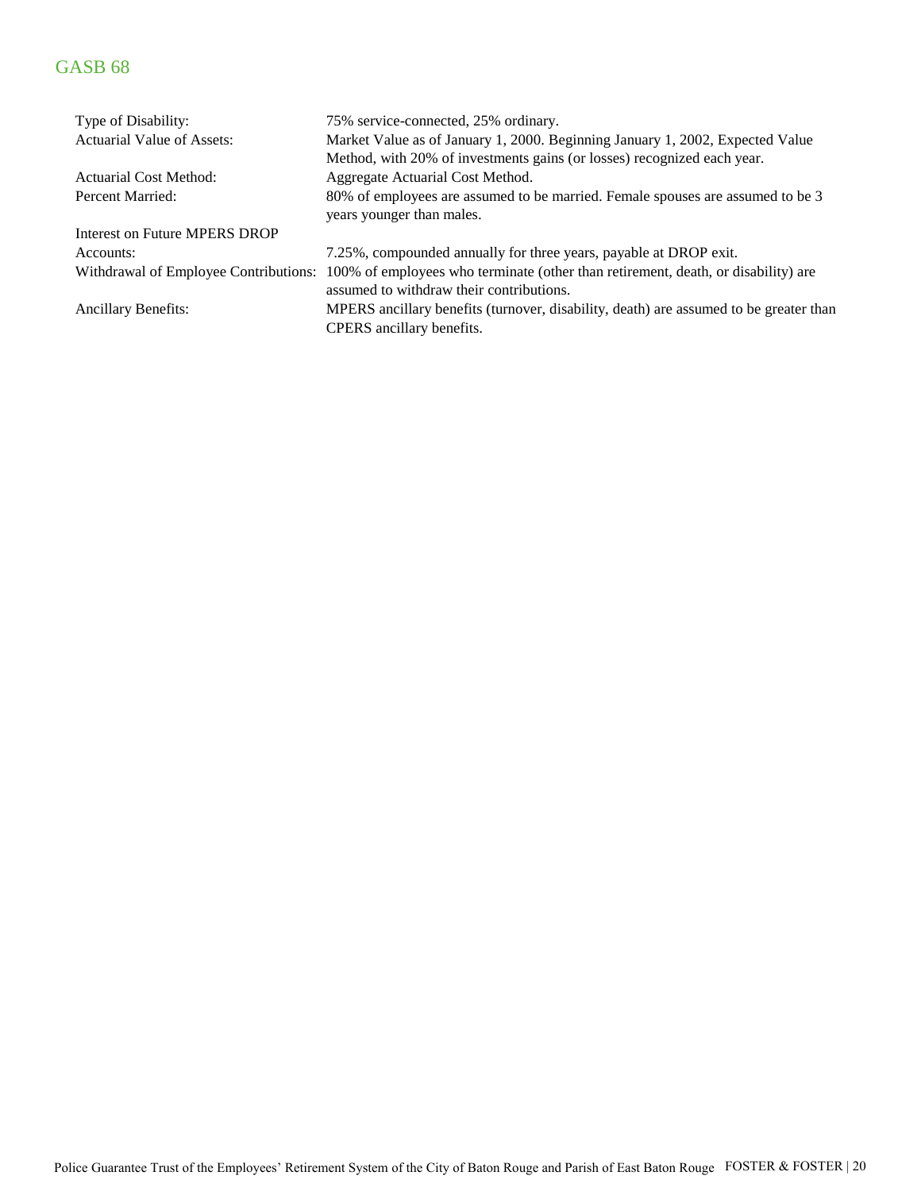## GASB 68

| | |
|---|---|
| Type of Disability: | 75% service-connected, 25% ordinary. |
| Actuarial Value of Assets: | Market Value as of January 1, 2000. Beginning January 1, 2002, Expected Value Method, with 20% of investments gains (or losses) recognized each year. |
| Actuarial Cost Method: | Aggregate Actuarial Cost Method. |
| Percent Married: | 80% of employees are assumed to be married. Female spouses are assumed to be 3 years younger than males. |
| Interest on Future MPERS DROP Accounts: | 7.25%, compounded annually for three years, payable at DROP exit. |
| Withdrawal of Employee Contributions: | 100% of employees who terminate (other than retirement, death, or disability) are assumed to withdraw their contributions. |
| Ancillary Benefits: | MPERS ancillary benefits (turnover, disability, death) are assumed to be greater than CPERS ancillary benefits. |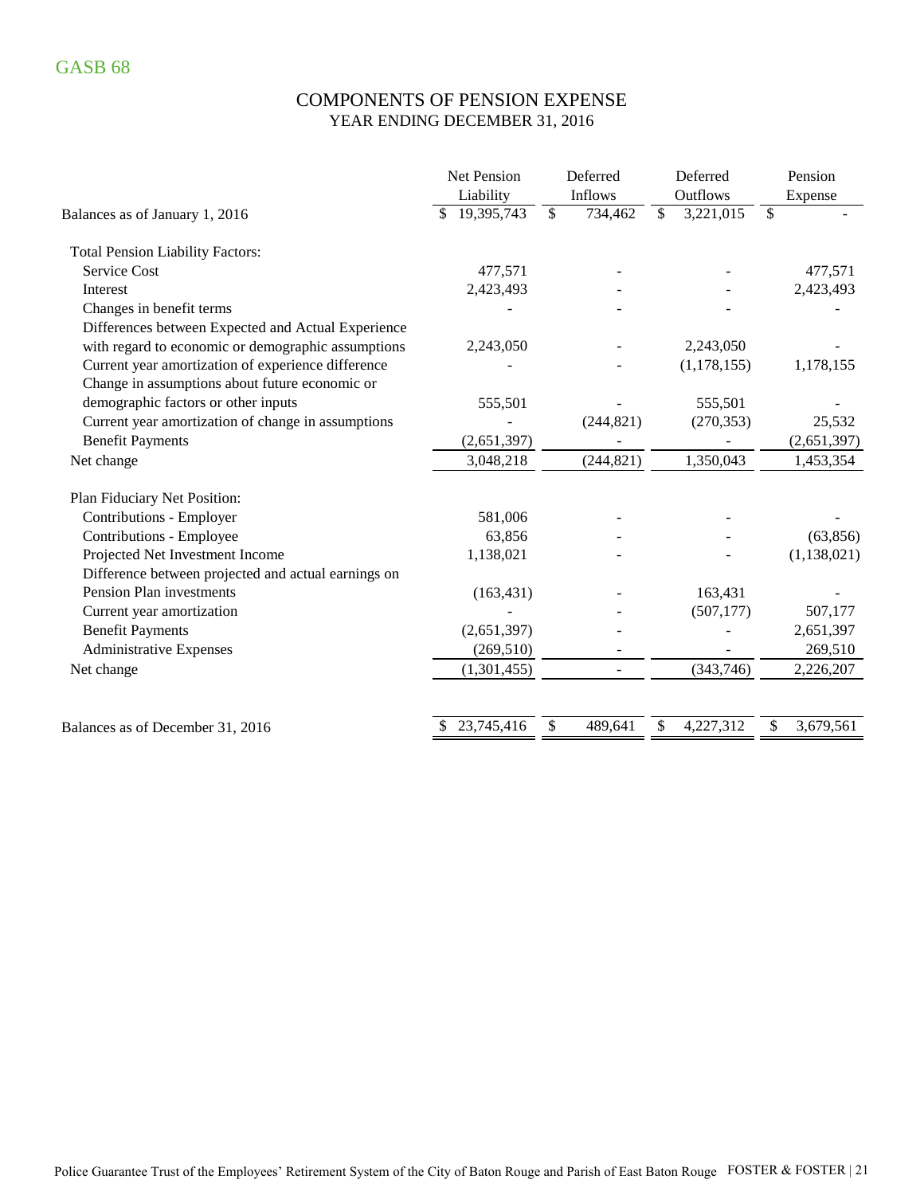GASB 68

## COMPONENTS OF PENSION EXPENSE
### YEAR ENDING DECEMBER 31, 2016

| | Net Pension Liability | Deferred Inflows | Deferred Outflows | Pension Expense |
|---|---|---|---|---|
| Balances as of January 1, 2016 | $ 19,395,743 | $ 734,462 | $ 3,221,015 | $ - |
| **Total Pension Liability Factors:** | | | | |
| Service Cost | 477,571 | - | - | 477,571 |
| Interest | 2,423,493 | - | - | 2,423,493 |
| Changes in benefit terms | - | - | - | - |
| Differences between Expected and Actual Experience with regard to economic or demographic assumptions | 2,243,050 | - | 2,243,050 | - |
| Current year amortization of experience difference | - | - | (1,178,155) | 1,178,155 |
| Change in assumptions about future economic or demographic factors or other inputs | 555,501 | - | 555,501 | - |
| Current year amortization of change in assumptions | - | (244,821) | (270,353) | 25,532 |
| Benefit Payments | (2,651,397) | - | - | (2,651,397) |
| Net change | 3,048,218 | (244,821) | 1,350,043 | 1,453,354 |
| **Plan Fiduciary Net Position:** | | | | |
| Contributions - Employer | 581,006 | - | - | - |
| Contributions - Employee | 63,856 | - | - | (63,856) |
| Projected Net Investment Income | 1,138,021 | - | - | (1,138,021) |
| Difference between projected and actual earnings on Pension Plan investments | (163,431) | - | 163,431 | - |
| Current year amortization | - | - | (507,177) | 507,177 |
| Benefit Payments | (2,651,397) | - | - | 2,651,397 |
| Administrative Expenses | (269,510) | - | - | 269,510 |
| Net change | (1,301,455) | - | (343,746) | 2,226,207 |
| Balances as of December 31, 2016 | $ 23,745,416 | $ 489,641 | $ 4,227,312 | $ 3,679,561 |

Police Guarantee Trust of the Employees' Retirement System of the City of Baton Rouge and Parish of East Baton Rouge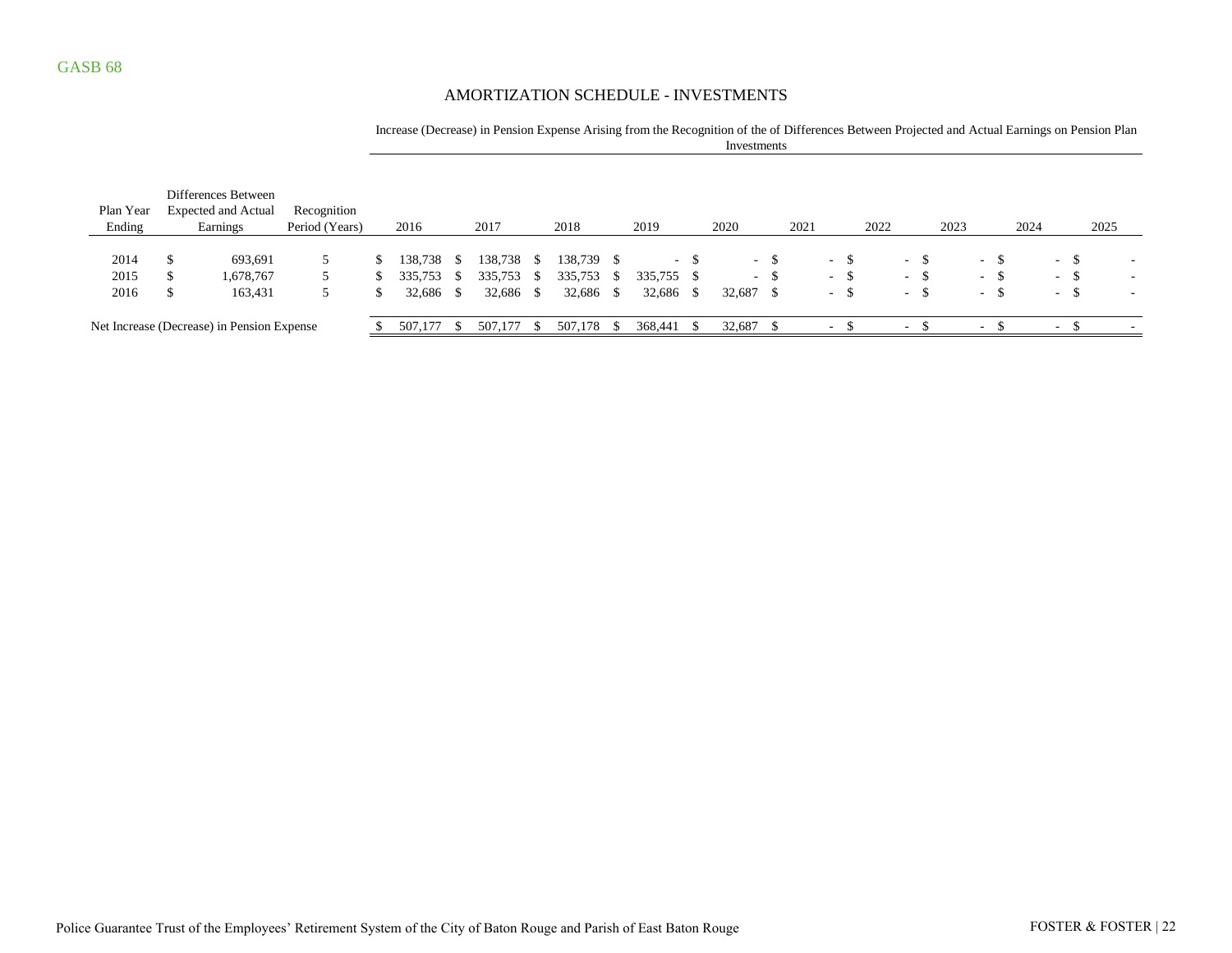GASB 68

## AMORTIZATION SCHEDULE - INVESTMENTS

| Plan Year Ending | Differences Between Expected and Actual Earnings | Recognition Period (Years) | Increase (Decrease) in Pension Expense Arising from the Recognition of the of Differences Between Projected and Actual Earnings on Pension Plan Investments | | | | | | | | | |
|---|---|---|---|---|---|---|---|---|---|---|---|---|
| | | | 2016 | 2017 | 2018 | 2019 | 2020 | 2021 | 2022 | 2023 | 2024 | 2025 |
| 2014 | $ 693,691 | 5 | $ 138,738 | $ 138,738 | $ 138,739 | $ - | $ - | $ - | $ - | $ - | $ - | $ - |
| 2015 | $ 1,678,767 | 5 | $ 335,753 | $ 335,753 | $ 335,753 | $ 335,755 | $ - | $ - | $ - | $ - | $ - | $ - |
| 2016 | $ 163,431 | 5 | $ 32,686 | $ 32,686 | $ 32,686 | $ 32,686 | $ 32,687 | $ - | $ - | $ - | $ - | $ - |
| Net Increase (Decrease) in Pension Expense | | | $ 507,177 | $ 507,177 | $ 507,178 | $ 368,441 | $ 32,687 | $ - | $ - | $ - | $ - | $ - |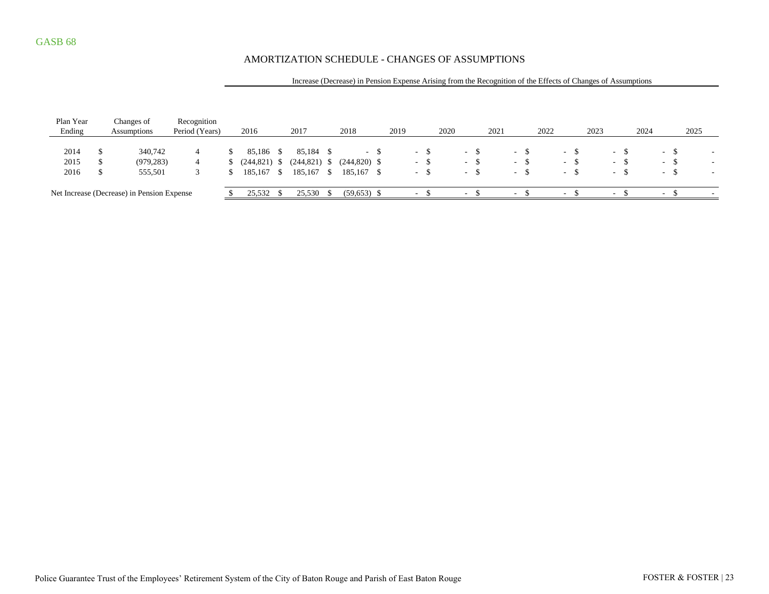GASB 68

## AMORTIZATION SCHEDULE - CHANGES OF ASSUMPTIONS

| Plan Year Ending | Changes of Assumptions | Recognition Period (Years) | Increase (Decrease) in Pension Expense Arising from the Recognition of the Effects of Changes of Assumptions | | | | | | | | | |
|---|---|---|---|---|---|---|---|---|---|---|---|---|
| | | | 2016 | 2017 | 2018 | 2019 | 2020 | 2021 | 2022 | 2023 | 2024 | 2025 |
| 2014 | $ 340,742 | 4 | $ 85,186 | $ 85,184 | $ - | $ - | $ - | $ - | $ - | $ - | $ - | $ - |
| 2015 | $ (979,283) | 4 | $ (244,821) | $ (244,821) | $ (244,820) | $ - | $ - | $ - | $ - | $ - | $ - | $ - |
| 2016 | $ 555,501 | 3 | $ 185,167 | $ 185,167 | $ 185,167 | $ - | $ - | $ - | $ - | $ - | $ - | $ - |
| Net Increase (Decrease) in Pension Expense | | | $ 25,532 | $ 25,530 | $ (59,653) | $ - | $ - | $ - | $ - | $ - | $ - | $ - |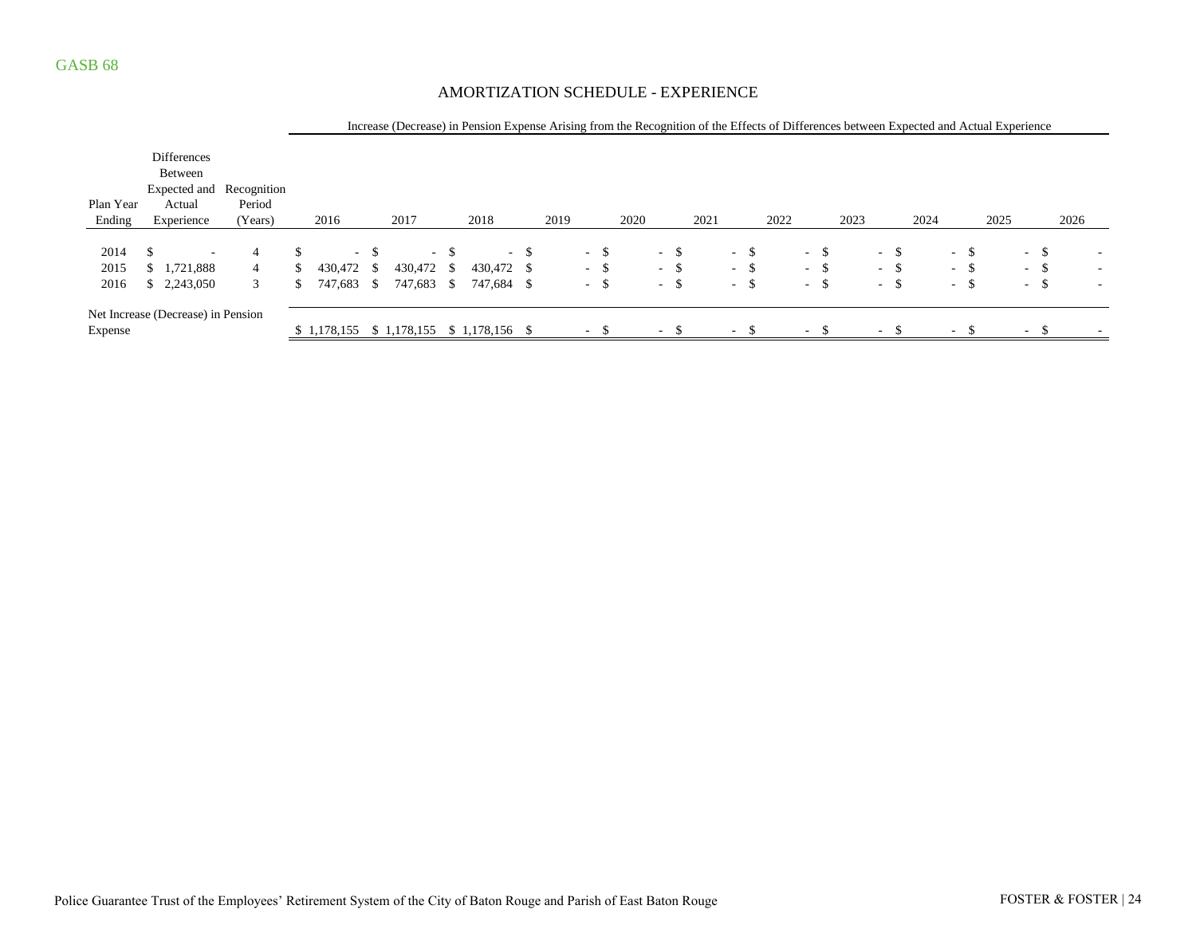# AMORTIZATION SCHEDULE - EXPERIENCE

| Plan Year Ending | Differences Between Expected and Actual Experience | Recognition Period (Years) | Increase (Decrease) in Pension Expense Arising from the Recognition of the Effects of Differences between Expected and Actual Experience 2016 | 2017 | 2018 | 2019 | 2020 | 2021 | 2022 | 2023 | 2024 | 2025 | 2026 |
|---|---|---|---|---|---|---|---|---|---|---|---|---|---|
| 2014 | $ - | 4 | $ - | $ - | $ - | $ - | $ - | $ - | $ - | $ - | $ - | $ - | $ - |
| 2015 | $ 1,721,888 | 4 | $ 430,472 | $ 430,472 | $ 430,472 | $ - | $ - | $ - | $ - | $ - | $ - | $ - | $ - |
| 2016 | $ 2,243,050 | 3 | $ 747,683 | $ 747,683 | $ 747,684 | $ - | $ - | $ - | $ - | $ - | $ - | $ - | $ - |
| Net Increase (Decrease) in Pension Expense | | | $ 1,178,155 | $ 1,178,155 | $ 1,178,156 | $ - | $ - | $ - | $ - | $ - | $ - | $ - | $ - |